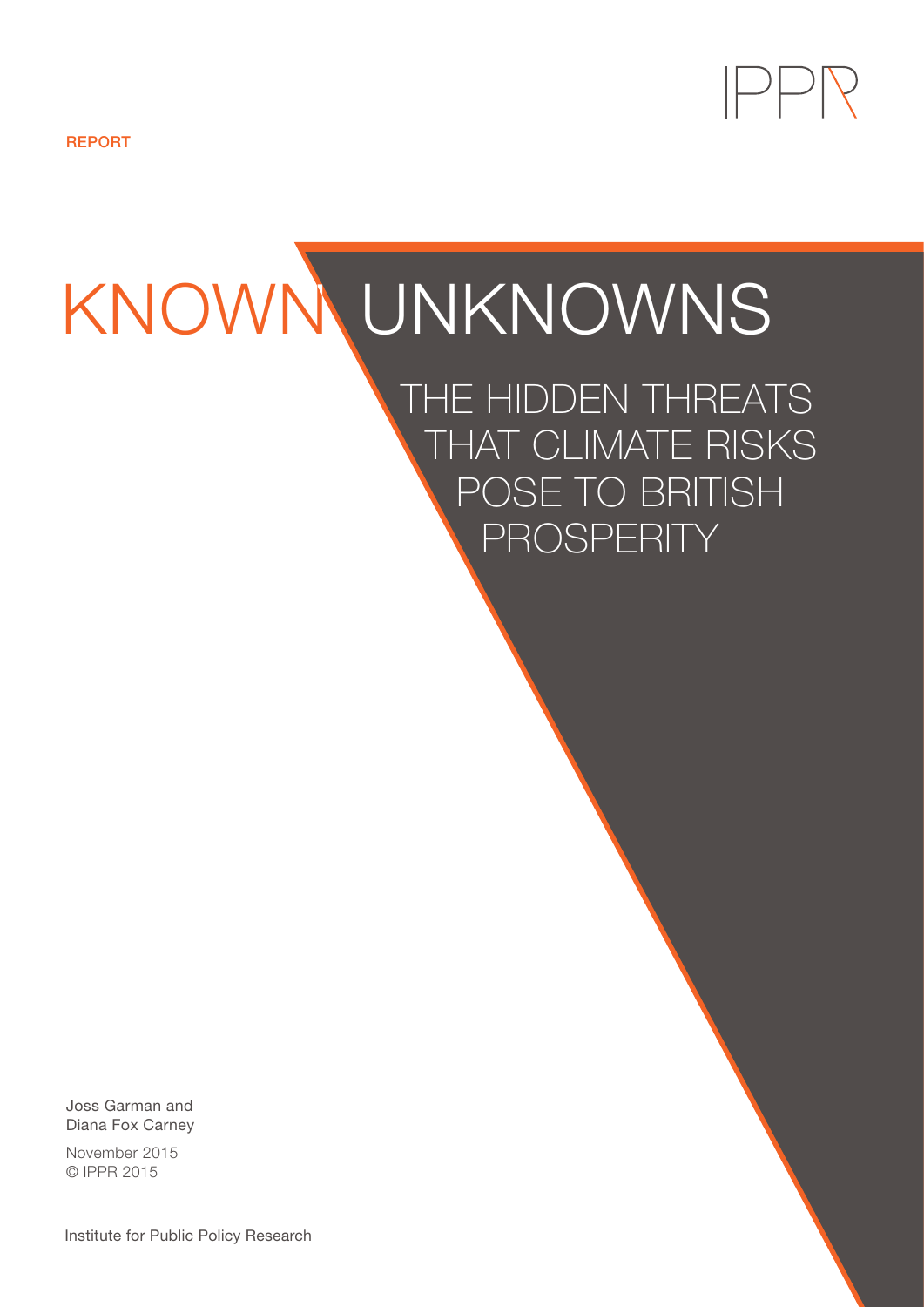REPORT

# KNOWN UNKNOWNS

## THE HIDDEN THREATS THAT CLIMATE RISKS POSE TO BRITISH PROSPERITY

Joss Garman and Diana Fox Carney

November 2015
© IPPR 2015

Institute for Public Policy Research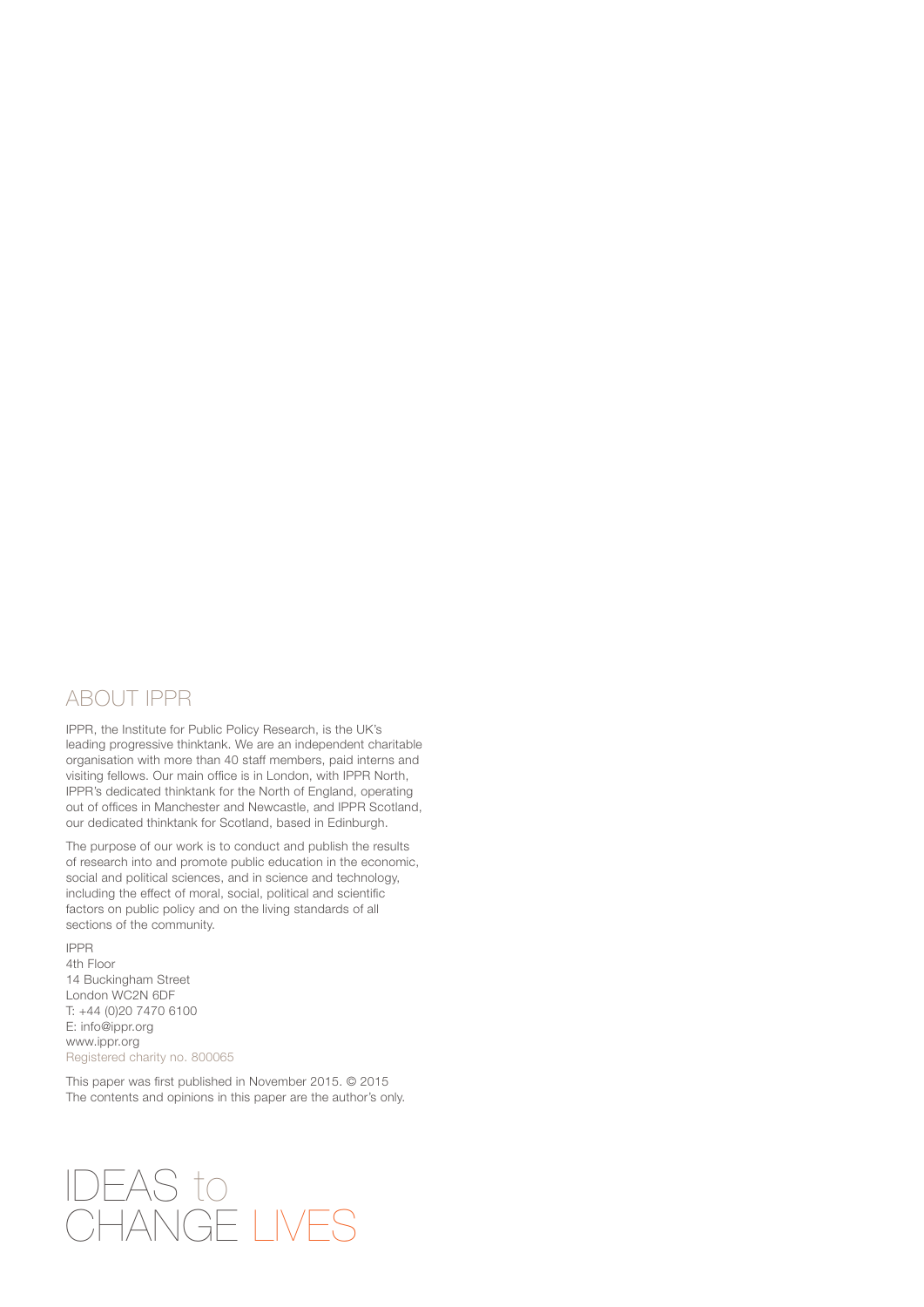## ABOUT IPPR

IPPR, the Institute for Public Policy Research, is the UK's leading progressive thinktank. We are an independent charitable organisation with more than 40 staff members, paid interns and visiting fellows. Our main office is in London, with IPPR North, IPPR's dedicated thinktank for the North of England, operating out of offices in Manchester and Newcastle, and IPPR Scotland, our dedicated thinktank for Scotland, based in Edinburgh.

The purpose of our work is to conduct and publish the results of research into and promote public education in the economic, social and political sciences, and in science and technology, including the effect of moral, social, political and scientific factors on public policy and on the living standards of all sections of the community.

IPPR
4th Floor
14 Buckingham Street
London WC2N 6DF
T: +44 (0)20 7470 6100
E: info@ippr.org
www.ippr.org
Registered charity no. 800065

This paper was first published in November 2015. © 2015
The contents and opinions in this paper are the author's only.

IDEAS to CHANGE LIVES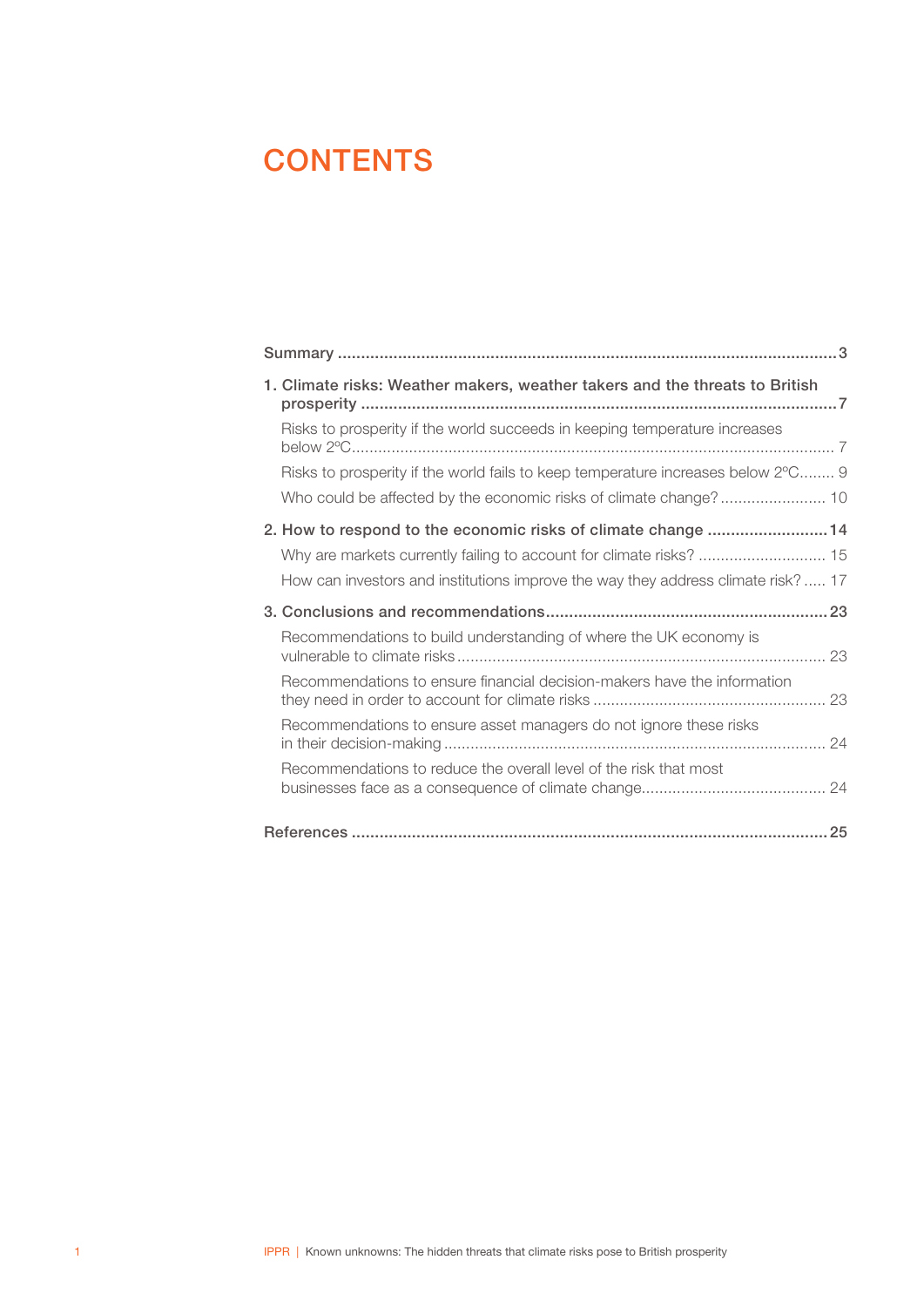# CONTENTS

**Summary** ..... **3**

**1. Climate risks: Weather makers, weather takers and the threats to British prosperity** ..... **7**

- Risks to prosperity if the world succeeds in keeping temperature increases below 2ºC ..... 7
- Risks to prosperity if the world fails to keep temperature increases below 2ºC ..... 9
- Who could be affected by the economic risks of climate change? ..... 10

**2. How to respond to the economic risks of climate change** ..... **14**

- Why are markets currently failing to account for climate risks? ..... 15
- How can investors and institutions improve the way they address climate risk? ..... 17

**3. Conclusions and recommendations** ..... **23**

- Recommendations to build understanding of where the UK economy is vulnerable to climate risks ..... 23
- Recommendations to ensure financial decision-makers have the information they need in order to account for climate risks ..... 23
- Recommendations to ensure asset managers do not ignore these risks in their decision-making ..... 24
- Recommendations to reduce the overall level of the risk that most businesses face as a consequence of climate change ..... 24

**References** ..... **25**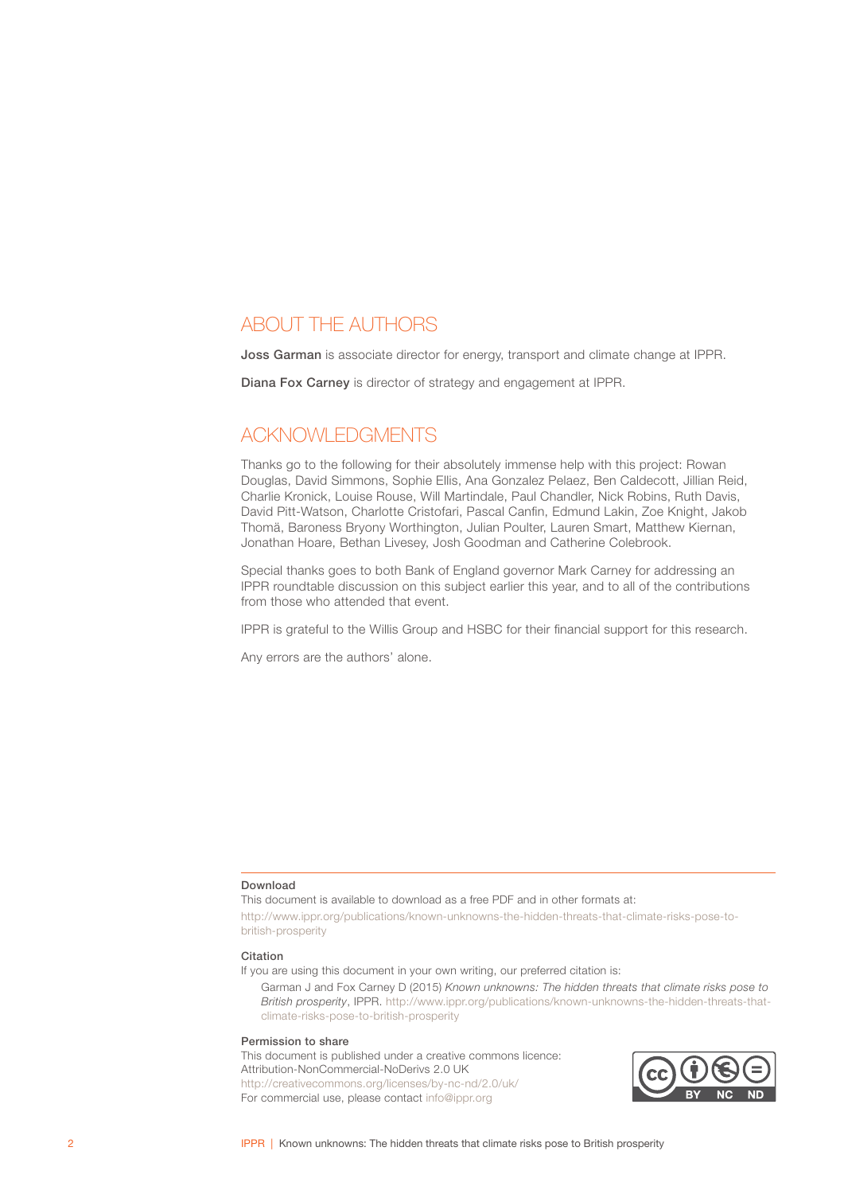## ABOUT THE AUTHORS

**Joss Garman** is associate director for energy, transport and climate change at IPPR.

**Diana Fox Carney** is director of strategy and engagement at IPPR.

## ACKNOWLEDGMENTS

Thanks go to the following for their absolutely immense help with this project: Rowan Douglas, David Simmons, Sophie Ellis, Ana Gonzalez Pelaez, Ben Caldecott, Jillian Reid, Charlie Kronick, Louise Rouse, Will Martindale, Paul Chandler, Nick Robins, Ruth Davis, David Pitt-Watson, Charlotte Cristofari, Pascal Canfin, Edmund Lakin, Zoe Knight, Jakob Thomä, Baroness Bryony Worthington, Julian Poulter, Lauren Smart, Matthew Kiernan, Jonathan Hoare, Bethan Livesey, Josh Goodman and Catherine Colebrook.

Special thanks goes to both Bank of England governor Mark Carney for addressing an IPPR roundtable discussion on this subject earlier this year, and to all of the contributions from those who attended that event.

IPPR is grateful to the Willis Group and HSBC for their financial support for this research.

Any errors are the authors' alone.

---

**Download**

This document is available to download as a free PDF and in other formats at:
http://www.ippr.org/publications/known-unknowns-the-hidden-threats-that-climate-risks-pose-to-british-prosperity

**Citation**

If you are using this document in your own writing, our preferred citation is:

Garman J and Fox Carney D (2015) *Known unknowns: The hidden threats that climate risks pose to British prosperity*, IPPR. http://www.ippr.org/publications/known-unknowns-the-hidden-threats-that-climate-risks-pose-to-british-prosperity

**Permission to share**

This document is published under a creative commons licence:
Attribution-NonCommercial-NoDerivs 2.0 UK
http://creativecommons.org/licenses/by-nc-nd/2.0/uk/
For commercial use, please contact info@ippr.org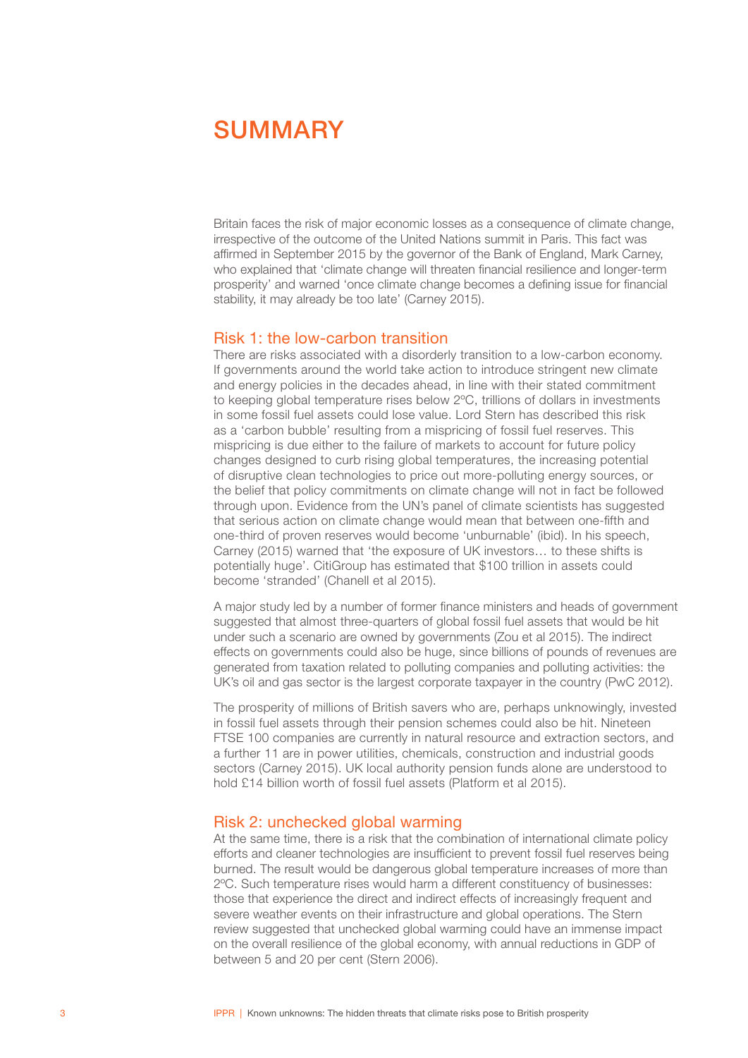# SUMMARY

Britain faces the risk of major economic losses as a consequence of climate change, irrespective of the outcome of the United Nations summit in Paris. This fact was affirmed in September 2015 by the governor of the Bank of England, Mark Carney, who explained that 'climate change will threaten financial resilience and longer-term prosperity' and warned 'once climate change becomes a defining issue for financial stability, it may already be too late' (Carney 2015).

## Risk 1: the low-carbon transition

There are risks associated with a disorderly transition to a low-carbon economy. If governments around the world take action to introduce stringent new climate and energy policies in the decades ahead, in line with their stated commitment to keeping global temperature rises below 2ºC, trillions of dollars in investments in some fossil fuel assets could lose value. Lord Stern has described this risk as a 'carbon bubble' resulting from a mispricing of fossil fuel reserves. This mispricing is due either to the failure of markets to account for future policy changes designed to curb rising global temperatures, the increasing potential of disruptive clean technologies to price out more-polluting energy sources, or the belief that policy commitments on climate change will not in fact be followed through upon. Evidence from the UN's panel of climate scientists has suggested that serious action on climate change would mean that between one-fifth and one-third of proven reserves would become 'unburnable' (ibid). In his speech, Carney (2015) warned that 'the exposure of UK investors… to these shifts is potentially huge'. CitiGroup has estimated that $100 trillion in assets could become 'stranded' (Chanell et al 2015).

A major study led by a number of former finance ministers and heads of government suggested that almost three-quarters of global fossil fuel assets that would be hit under such a scenario are owned by governments (Zou et al 2015). The indirect effects on governments could also be huge, since billions of pounds of revenues are generated from taxation related to polluting companies and polluting activities: the UK's oil and gas sector is the largest corporate taxpayer in the country (PwC 2012).

The prosperity of millions of British savers who are, perhaps unknowingly, invested in fossil fuel assets through their pension schemes could also be hit. Nineteen FTSE 100 companies are currently in natural resource and extraction sectors, and a further 11 are in power utilities, chemicals, construction and industrial goods sectors (Carney 2015). UK local authority pension funds alone are understood to hold £14 billion worth of fossil fuel assets (Platform et al 2015).

## Risk 2: unchecked global warming

At the same time, there is a risk that the combination of international climate policy efforts and cleaner technologies are insufficient to prevent fossil fuel reserves being burned. The result would be dangerous global temperature increases of more than 2ºC. Such temperature rises would harm a different constituency of businesses: those that experience the direct and indirect effects of increasingly frequent and severe weather events on their infrastructure and global operations. The Stern review suggested that unchecked global warming could have an immense impact on the overall resilience of the global economy, with annual reductions in GDP of between 5 and 20 per cent (Stern 2006).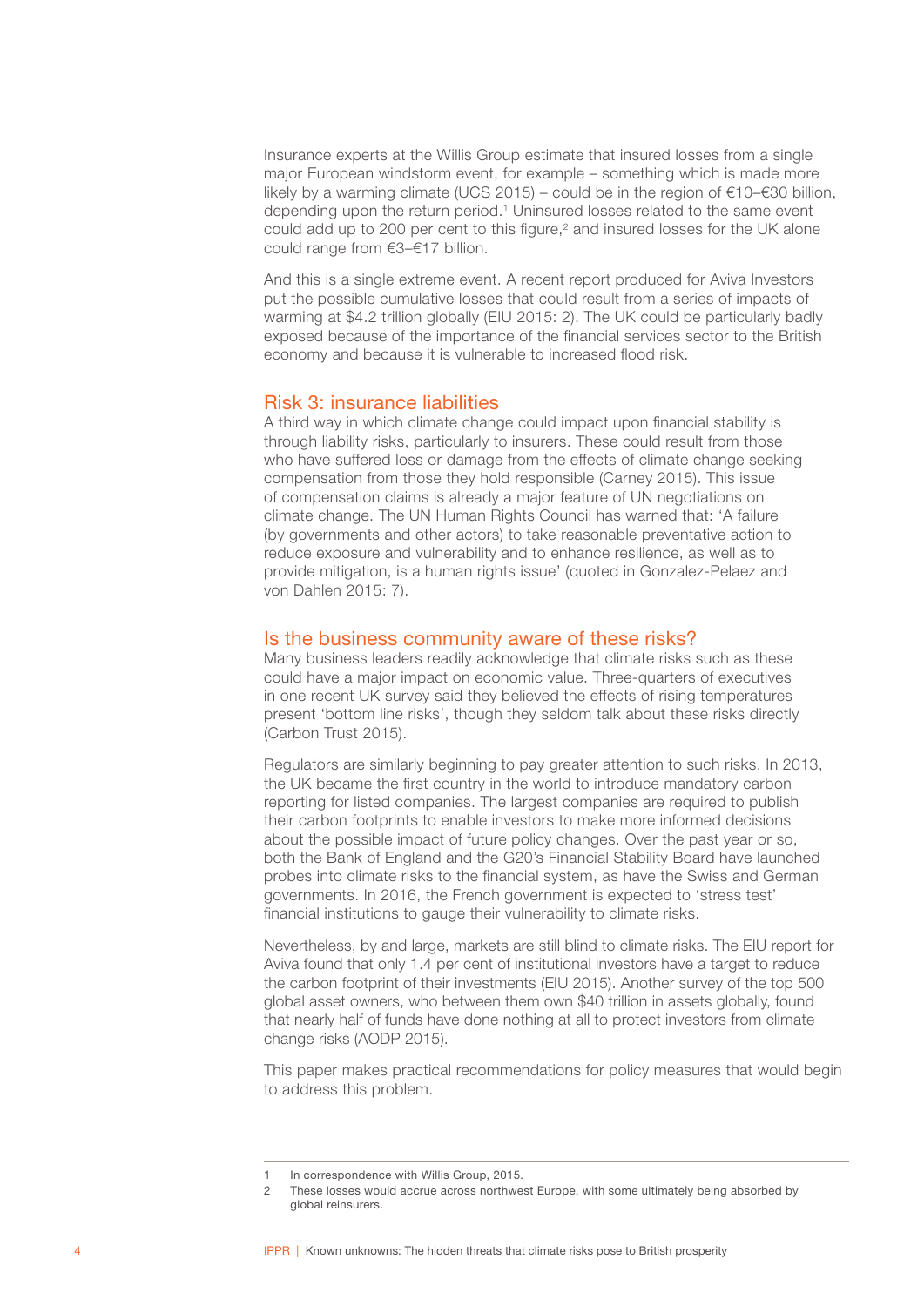Insurance experts at the Willis Group estimate that insured losses from a single major European windstorm event, for example – something which is made more likely by a warming climate (UCS 2015) – could be in the region of €10–€30 billion, depending upon the return period.[1] Uninsured losses related to the same event could add up to 200 per cent to this figure,[2] and insured losses for the UK alone could range from €3–€17 billion.

And this is a single extreme event. A recent report produced for Aviva Investors put the possible cumulative losses that could result from a series of impacts of warming at $4.2 trillion globally (EIU 2015: 2). The UK could be particularly badly exposed because of the importance of the financial services sector to the British economy and because it is vulnerable to increased flood risk.

## Risk 3: insurance liabilities

A third way in which climate change could impact upon financial stability is through liability risks, particularly to insurers. These could result from those who have suffered loss or damage from the effects of climate change seeking compensation from those they hold responsible (Carney 2015). This issue of compensation claims is already a major feature of UN negotiations on climate change. The UN Human Rights Council has warned that: 'A failure (by governments and other actors) to take reasonable preventative action to reduce exposure and vulnerability and to enhance resilience, as well as to provide mitigation, is a human rights issue' (quoted in Gonzalez-Pelaez and von Dahlen 2015: 7).

## Is the business community aware of these risks?

Many business leaders readily acknowledge that climate risks such as these could have a major impact on economic value. Three-quarters of executives in one recent UK survey said they believed the effects of rising temperatures present 'bottom line risks', though they seldom talk about these risks directly (Carbon Trust 2015).

Regulators are similarly beginning to pay greater attention to such risks. In 2013, the UK became the first country in the world to introduce mandatory carbon reporting for listed companies. The largest companies are required to publish their carbon footprints to enable investors to make more informed decisions about the possible impact of future policy changes. Over the past year or so, both the Bank of England and the G20's Financial Stability Board have launched probes into climate risks to the financial system, as have the Swiss and German governments. In 2016, the French government is expected to 'stress test' financial institutions to gauge their vulnerability to climate risks.

Nevertheless, by and large, markets are still blind to climate risks. The EIU report for Aviva found that only 1.4 per cent of institutional investors have a target to reduce the carbon footprint of their investments (EIU 2015). Another survey of the top 500 global asset owners, who between them own $40 trillion in assets globally, found that nearly half of funds have done nothing at all to protect investors from climate change risks (AODP 2015).

This paper makes practical recommendations for policy measures that would begin to address this problem.

---

1 In correspondence with Willis Group, 2015.

2 These losses would accrue across northwest Europe, with some ultimately being absorbed by global reinsurers.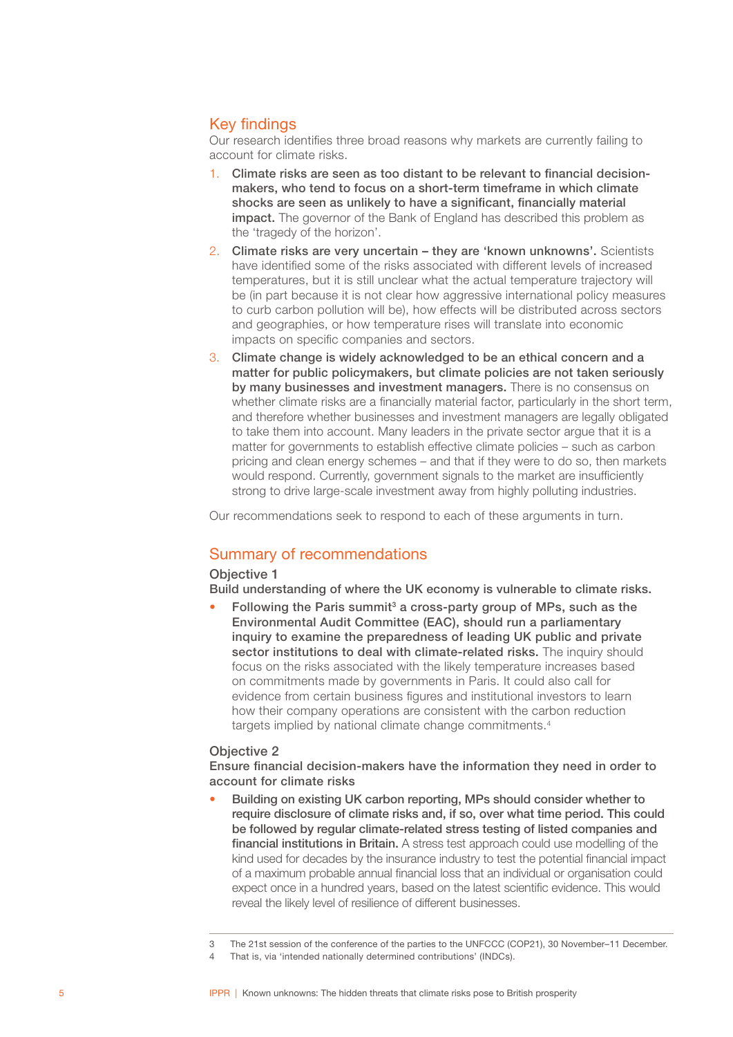## Key findings

Our research identifies three broad reasons why markets are currently failing to account for climate risks.

1. **Climate risks are seen as too distant to be relevant to financial decision-makers, who tend to focus on a short-term timeframe in which climate shocks are seen as unlikely to have a significant, financially material impact.** The governor of the Bank of England has described this problem as the 'tragedy of the horizon'.
2. **Climate risks are very uncertain – they are 'known unknowns'.** Scientists have identified some of the risks associated with different levels of increased temperatures, but it is still unclear what the actual temperature trajectory will be (in part because it is not clear how aggressive international policy measures to curb carbon pollution will be), how effects will be distributed across sectors and geographies, or how temperature rises will translate into economic impacts on specific companies and sectors.
3. **Climate change is widely acknowledged to be an ethical concern and a matter for public policymakers, but climate policies are not taken seriously by many businesses and investment managers.** There is no consensus on whether climate risks are a financially material factor, particularly in the short term, and therefore whether businesses and investment managers are legally obligated to take them into account. Many leaders in the private sector argue that it is a matter for governments to establish effective climate policies – such as carbon pricing and clean energy schemes – and that if they were to do so, then markets would respond. Currently, government signals to the market are insufficiently strong to drive large-scale investment away from highly polluting industries.

Our recommendations seek to respond to each of these arguments in turn.

## Summary of recommendations

### Objective 1

Build understanding of where the UK economy is vulnerable to climate risks.

- **Following the Paris summit[3] a cross-party group of MPs, such as the Environmental Audit Committee (EAC), should run a parliamentary inquiry to examine the preparedness of leading UK public and private sector institutions to deal with climate-related risks.** The inquiry should focus on the risks associated with the likely temperature increases based on commitments made by governments in Paris. It could also call for evidence from certain business figures and institutional investors to learn how their company operations are consistent with the carbon reduction targets implied by national climate change commitments.[4]

### Objective 2

Ensure financial decision-makers have the information they need in order to account for climate risks

- **Building on existing UK carbon reporting, MPs should consider whether to require disclosure of climate risks and, if so, over what time period. This could be followed by regular climate-related stress testing of listed companies and financial institutions in Britain.** A stress test approach could use modelling of the kind used for decades by the insurance industry to test the potential financial impact of a maximum probable annual financial loss that an individual or organisation could expect once in a hundred years, based on the latest scientific evidence. This would reveal the likely level of resilience of different businesses.

---

3 The 21st session of the conference of the parties to the UNFCCC (COP21), 30 November–11 December.

4 That is, via 'intended nationally determined contributions' (INDCs).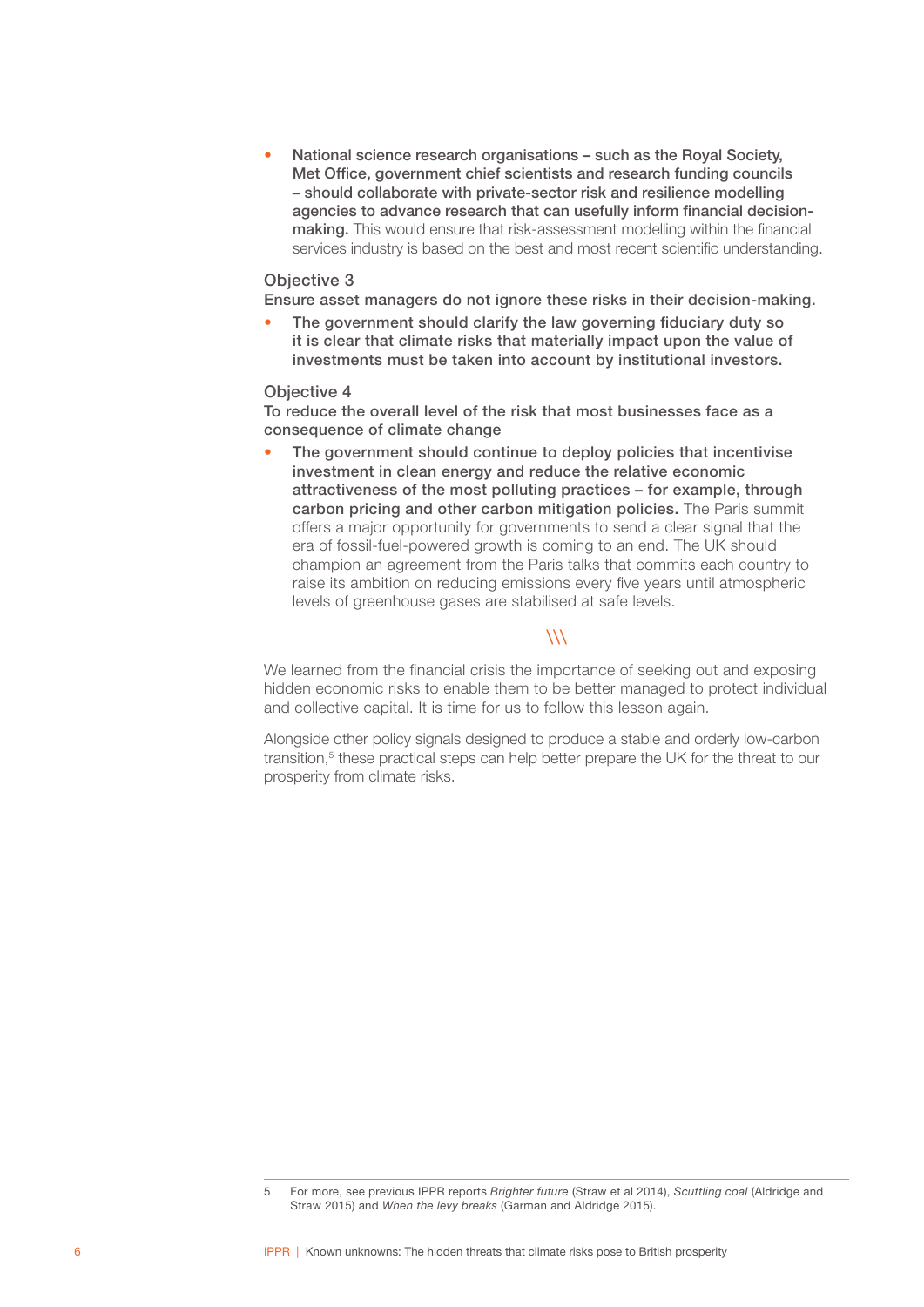- **National science research organisations – such as the Royal Society, Met Office, government chief scientists and research funding councils – should collaborate with private-sector risk and resilience modelling agencies to advance research that can usefully inform financial decision-making.** This would ensure that risk-assessment modelling within the financial services industry is based on the best and most recent scientific understanding.

### Objective 3

**Ensure asset managers do not ignore these risks in their decision-making.**

- **The government should clarify the law governing fiduciary duty so it is clear that climate risks that materially impact upon the value of investments must be taken into account by institutional investors.**

### Objective 4

**To reduce the overall level of the risk that most businesses face as a consequence of climate change**

- **The government should continue to deploy policies that incentivise investment in clean energy and reduce the relative economic attractiveness of the most polluting practices – for example, through carbon pricing and other carbon mitigation policies.** The Paris summit offers a major opportunity for governments to send a clear signal that the era of fossil-fuel-powered growth is coming to an end. The UK should champion an agreement from the Paris talks that commits each country to raise its ambition on reducing emissions every five years until atmospheric levels of greenhouse gases are stabilised at safe levels.

\\\

We learned from the financial crisis the importance of seeking out and exposing hidden economic risks to enable them to be better managed to protect individual and collective capital. It is time for us to follow this lesson again.

Alongside other policy signals designed to produce a stable and orderly low-carbon transition,[5] these practical steps can help better prepare the UK for the threat to our prosperity from climate risks.

5 For more, see previous IPPR reports *Brighter future* (Straw et al 2014), *Scuttling coal* (Aldridge and Straw 2015) and *When the levy breaks* (Garman and Aldridge 2015).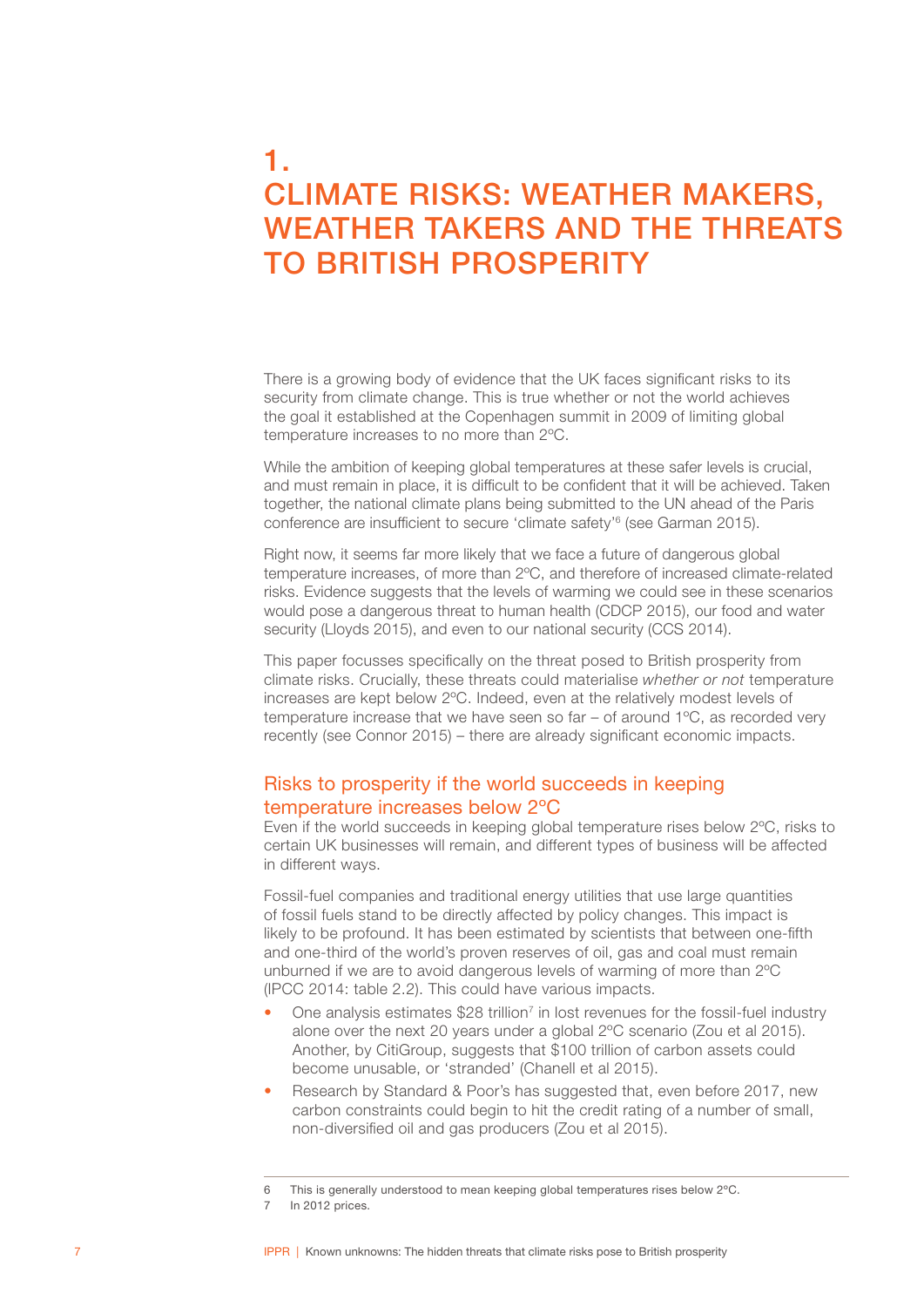# 1. CLIMATE RISKS: WEATHER MAKERS, WEATHER TAKERS AND THE THREATS TO BRITISH PROSPERITY

There is a growing body of evidence that the UK faces significant risks to its security from climate change. This is true whether or not the world achieves the goal it established at the Copenhagen summit in 2009 of limiting global temperature increases to no more than 2ºC.

While the ambition of keeping global temperatures at these safer levels is crucial, and must remain in place, it is difficult to be confident that it will be achieved. Taken together, the national climate plans being submitted to the UN ahead of the Paris conference are insufficient to secure 'climate safety'[6] (see Garman 2015).

Right now, it seems far more likely that we face a future of dangerous global temperature increases, of more than 2ºC, and therefore of increased climate-related risks. Evidence suggests that the levels of warming we could see in these scenarios would pose a dangerous threat to human health (CDCP 2015), our food and water security (Lloyds 2015), and even to our national security (CCS 2014).

This paper focusses specifically on the threat posed to British prosperity from climate risks. Crucially, these threats could materialise *whether or not* temperature increases are kept below 2ºC. Indeed, even at the relatively modest levels of temperature increase that we have seen so far – of around 1ºC, as recorded very recently (see Connor 2015) – there are already significant economic impacts.

## Risks to prosperity if the world succeeds in keeping temperature increases below 2ºC

Even if the world succeeds in keeping global temperature rises below 2ºC, risks to certain UK businesses will remain, and different types of business will be affected in different ways.

Fossil-fuel companies and traditional energy utilities that use large quantities of fossil fuels stand to be directly affected by policy changes. This impact is likely to be profound. It has been estimated by scientists that between one-fifth and one-third of the world's proven reserves of oil, gas and coal must remain unburned if we are to avoid dangerous levels of warming of more than 2ºC (IPCC 2014: table 2.2). This could have various impacts.

- One analysis estimates $28 trillion[7] in lost revenues for the fossil-fuel industry alone over the next 20 years under a global 2ºC scenario (Zou et al 2015). Another, by CitiGroup, suggests that $100 trillion of carbon assets could become unusable, or 'stranded' (Chanell et al 2015).
- Research by Standard & Poor's has suggested that, even before 2017, new carbon constraints could begin to hit the credit rating of a number of small, non-diversified oil and gas producers (Zou et al 2015).

---

6 This is generally understood to mean keeping global temperatures rises below 2ºC.

7 In 2012 prices.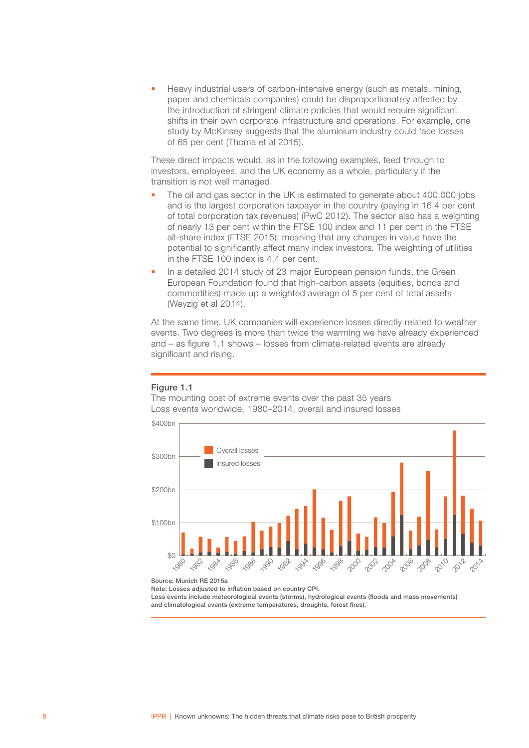- Heavy industrial users of carbon-intensive energy (such as metals, mining, paper and chemicals companies) could be disproportionately affected by the introduction of stringent climate policies that would require significant shifts in their own corporate infrastructure and operations. For example, one study by McKinsey suggests that the aluminium industry could face losses of 65 per cent (Thoma et al 2015).

These direct impacts would, as in the following examples, feed through to investors, employees, and the UK economy as a whole, particularly if the transition is not well managed.

- The oil and gas sector in the UK is estimated to generate about 400,000 jobs and is the largest corporation taxpayer in the country (paying in 16.4 per cent of total corporation tax revenues) (PwC 2012). The sector also has a weighting of nearly 13 per cent within the FTSE 100 index and 11 per cent in the FTSE all-share index (FTSE 2015), meaning that any changes in value have the potential to significantly affect many index investors. The weighting of utilities in the FTSE 100 index is 4.4 per cent.
- In a detailed 2014 study of 23 major European pension funds, the Green European Foundation found that high-carbon assets (equities, bonds and commodities) made up a weighted average of 5 per cent of total assets (Weyzig et al 2014).

At the same time, UK companies will experience losses directly related to weather events. Two degrees is more than twice the warming we have already experienced and – as figure 1.1 shows – losses from climate-related events are already significant and rising.

**Figure 1.1**
The mounting cost of extreme events over the past 35 years
Loss events worldwide, 1980–2014, overall and insured losses

**Source: Munich RE 2015a**
**Note: Losses adjusted to inflation based on country CPI.**
**Loss events include meteorological events (storms), hydrological events (floods and mass movements) and climatological events (extreme temperatures, droughts, forest fires).**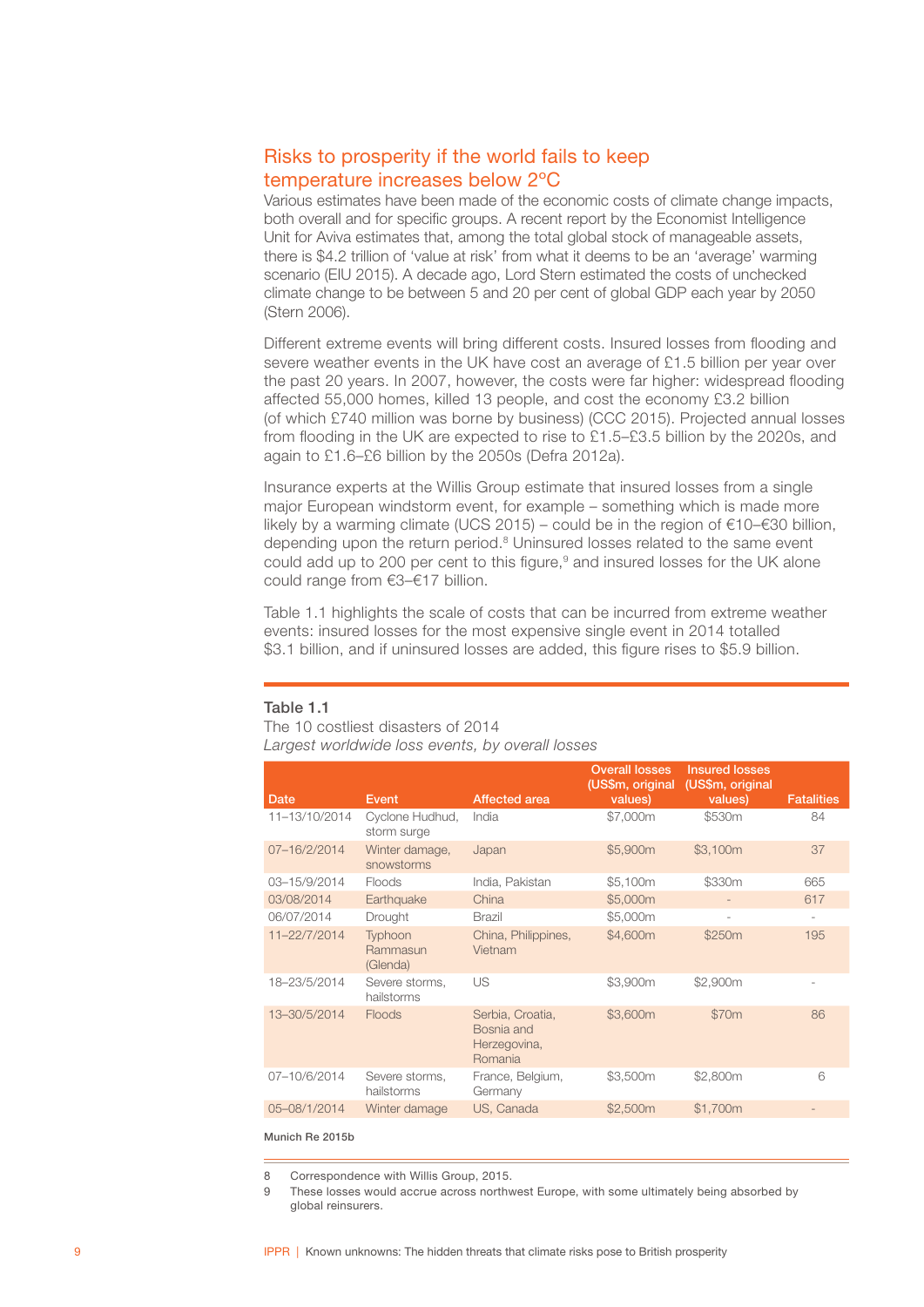## Risks to prosperity if the world fails to keep temperature increases below 2°C

Various estimates have been made of the economic costs of climate change impacts, both overall and for specific groups. A recent report by the Economist Intelligence Unit for Aviva estimates that, among the total global stock of manageable assets, there is $4.2 trillion of 'value at risk' from what it deems to be an 'average' warming scenario (EIU 2015). A decade ago, Lord Stern estimated the costs of unchecked climate change to be between 5 and 20 per cent of global GDP each year by 2050 (Stern 2006).

Different extreme events will bring different costs. Insured losses from flooding and severe weather events in the UK have cost an average of £1.5 billion per year over the past 20 years. In 2007, however, the costs were far higher: widespread flooding affected 55,000 homes, killed 13 people, and cost the economy £3.2 billion (of which £740 million was borne by business) (CCC 2015). Projected annual losses from flooding in the UK are expected to rise to £1.5–£3.5 billion by the 2020s, and again to £1.6–£6 billion by the 2050s (Defra 2012a).

Insurance experts at the Willis Group estimate that insured losses from a single major European windstorm event, for example – something which is made more likely by a warming climate (UCS 2015) – could be in the region of €10–€30 billion, depending upon the return period.[8] Uninsured losses related to the same event could add up to 200 per cent to this figure,[9] and insured losses for the UK alone could range from €3–€17 billion.

Table 1.1 highlights the scale of costs that can be incurred from extreme weather events: insured losses for the most expensive single event in 2014 totalled $3.1 billion, and if uninsured losses are added, this figure rises to $5.9 billion.

**Table 1.1**

The 10 costliest disasters of 2014

*Largest worldwide loss events, by overall losses*

| Date | Event | Affected area | Overall losses (US$m, original values) | Insured losses (US$m, original values) | Fatalities |
|---|---|---|---|---|---|
| 11–13/10/2014 | Cyclone Hudhud, storm surge | India | $7,000m | $530m | 84 |
| 07–16/2/2014 | Winter damage, snowstorms | Japan | $5,900m | $3,100m | 37 |
| 03–15/9/2014 | Floods | India, Pakistan | $5,100m | $330m | 665 |
| 03/08/2014 | Earthquake | China | $5,000m | - | 617 |
| 06/07/2014 | Drought | Brazil | $5,000m | - | - |
| 11–22/7/2014 | Typhoon Rammasun (Glenda) | China, Philippines, Vietnam | $4,600m | $250m | 195 |
| 18–23/5/2014 | Severe storms, hailstorms | US | $3,900m | $2,900m | - |
| 13–30/5/2014 | Floods | Serbia, Croatia, Bosnia and Herzegovina, Romania | $3,600m | $70m | 86 |
| 07–10/6/2014 | Severe storms, hailstorms | France, Belgium, Germany | $3,500m | $2,800m | 6 |
| 05–08/1/2014 | Winter damage | US, Canada | $2,500m | $1,700m | - |

Munich Re 2015b

8 Correspondence with Willis Group, 2015.

9 These losses would accrue across northwest Europe, with some ultimately being absorbed by global reinsurers.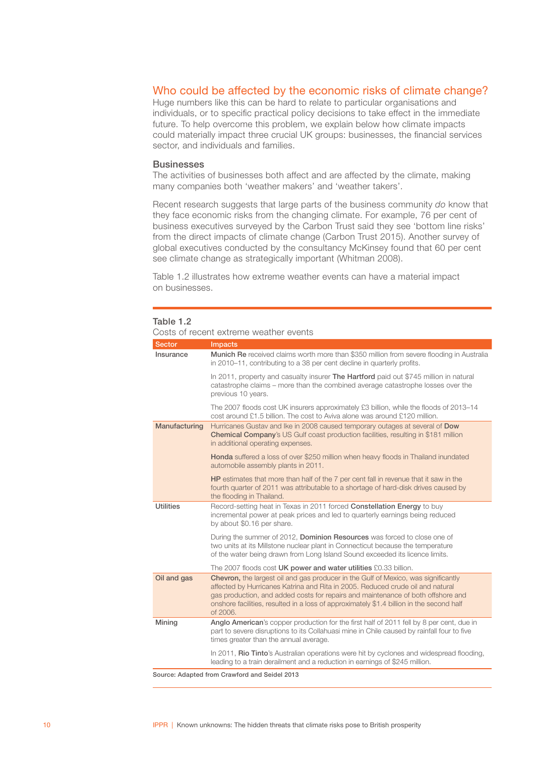## Who could be affected by the economic risks of climate change?

Huge numbers like this can be hard to relate to particular organisations and individuals, or to specific practical policy decisions to take effect in the immediate future. To help overcome this problem, we explain below how climate impacts could materially impact three crucial UK groups: businesses, the financial services sector, and individuals and families.

### Businesses

The activities of businesses both affect and are affected by the climate, making many companies both 'weather makers' and 'weather takers'.

Recent research suggests that large parts of the business community *do* know that they face economic risks from the changing climate. For example, 76 per cent of business executives surveyed by the Carbon Trust said they see 'bottom line risks' from the direct impacts of climate change (Carbon Trust 2015). Another survey of global executives conducted by the consultancy McKinsey found that 60 per cent see climate change as strategically important (Whitman 2008).

Table 1.2 illustrates how extreme weather events can have a material impact on businesses.

**Table 1.2**
Costs of recent extreme weather events

| Sector | Impacts |
|---|---|
| Insurance | **Munich Re** received claims worth more than $350 million from severe flooding in Australia in 2010–11, contributing to a 38 per cent decline in quarterly profits. |
| | In 2011, property and casualty insurer **The Hartford** paid out $745 million in natural catastrophe claims – more than the combined average catastrophe losses over the previous 10 years. |
| | The 2007 floods cost UK insurers approximately £3 billion, while the floods of 2013–14 cost around £1.5 billion. The cost to Aviva alone was around £120 million. |
| Manufacturing | Hurricanes Gustav and Ike in 2008 caused temporary outages at several of **Dow Chemical Company**'s US Gulf coast production facilities, resulting in $181 million in additional operating expenses. |
| | **Honda** suffered a loss of over $250 million when heavy floods in Thailand inundated automobile assembly plants in 2011. |
| | **HP** estimates that more than half of the 7 per cent fall in revenue that it saw in the fourth quarter of 2011 was attributable to a shortage of hard-disk drives caused by the flooding in Thailand. |
| Utilities | Record-setting heat in Texas in 2011 forced **Constellation Energy** to buy incremental power at peak prices and led to quarterly earnings being reduced by about $0.16 per share. |
| | During the summer of 2012, **Dominion Resources** was forced to close one of two units at its Millstone nuclear plant in Connecticut because the temperature of the water being drawn from Long Island Sound exceeded its licence limits. |
| | The 2007 floods cost **UK power and water utilities** £0.33 billion. |
| Oil and gas | **Chevron,** the largest oil and gas producer in the Gulf of Mexico, was significantly affected by Hurricanes Katrina and Rita in 2005. Reduced crude oil and natural gas production, and added costs for repairs and maintenance of both offshore and onshore facilities, resulted in a loss of approximately $1.4 billion in the second half of 2006. |
| Mining | **Anglo American**'s copper production for the first half of 2011 fell by 8 per cent, due in part to severe disruptions to its Collahuasi mine in Chile caused by rainfall four to five times greater than the annual average. |
| | In 2011, **Rio Tinto**'s Australian operations were hit by cyclones and widespread flooding, leading to a train derailment and a reduction in earnings of $245 million. |

Source: Adapted from Crawford and Seidel 2013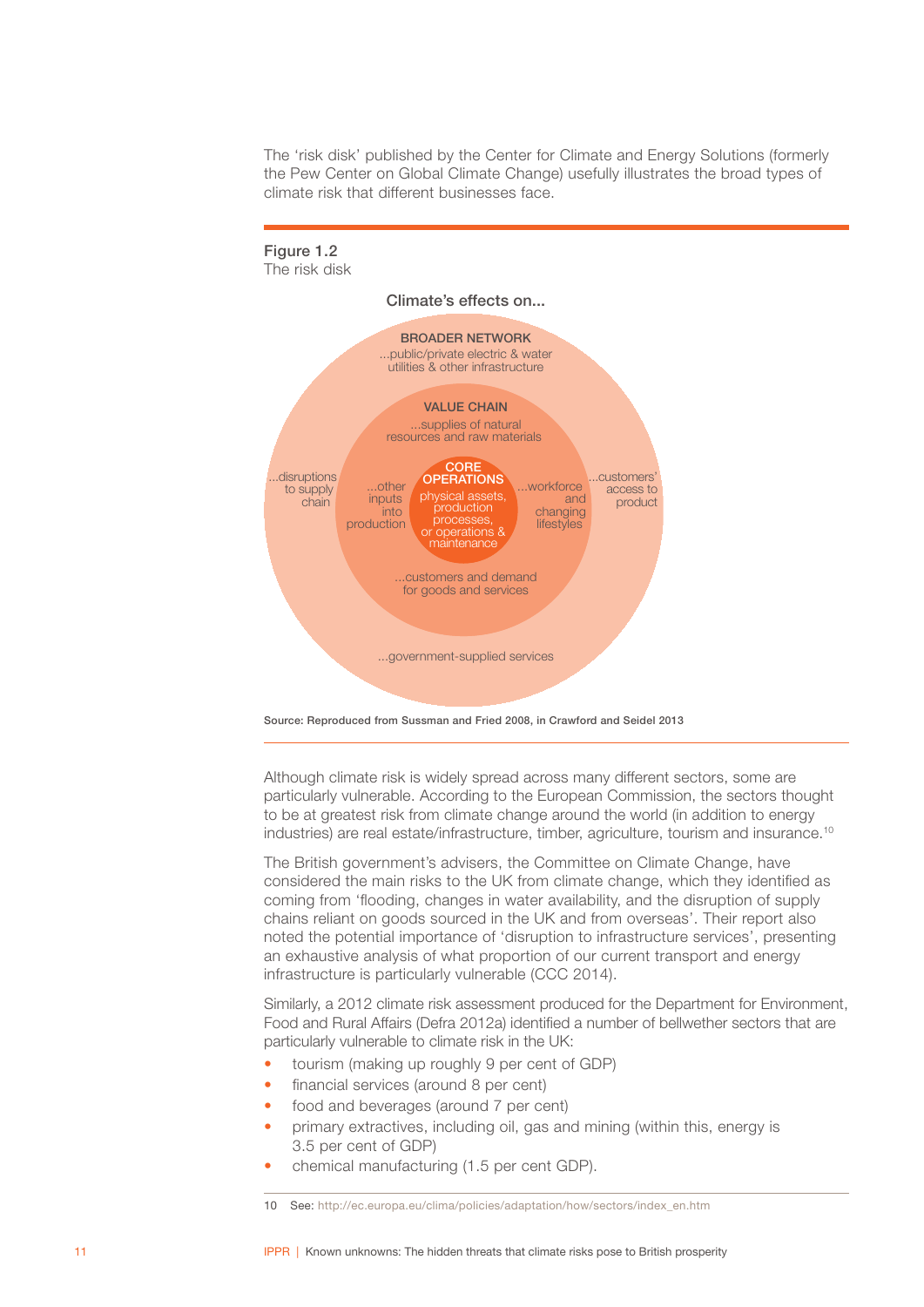The 'risk disk' published by the Center for Climate and Energy Solutions (formerly the Pew Center on Global Climate Change) usefully illustrates the broad types of climate risk that different businesses face.

**Figure 1.2**
The risk disk

Climate's effects on...

**BROADER NETWORK**
...public/private electric & water utilities & other infrastructure
...disruptions to supply chain
...customers' access to product
...government-supplied services

**VALUE CHAIN**
...supplies of natural resources and raw materials
...other inputs into production
...workforce and changing lifestyles
...customers and demand for goods and services

**CORE OPERATIONS**
physical assets, production processes, or operations & maintenance

Source: Reproduced from Sussman and Fried 2008, in Crawford and Seidel 2013

Although climate risk is widely spread across many different sectors, some are particularly vulnerable. According to the European Commission, the sectors thought to be at greatest risk from climate change around the world (in addition to energy industries) are real estate/infrastructure, timber, agriculture, tourism and insurance.[10]

The British government's advisers, the Committee on Climate Change, have considered the main risks to the UK from climate change, which they identified as coming from 'flooding, changes in water availability, and the disruption of supply chains reliant on goods sourced in the UK and from overseas'. Their report also noted the potential importance of 'disruption to infrastructure services', presenting an exhaustive analysis of what proportion of our current transport and energy infrastructure is particularly vulnerable (CCC 2014).

Similarly, a 2012 climate risk assessment produced for the Department for Environment, Food and Rural Affairs (Defra 2012a) identified a number of bellwether sectors that are particularly vulnerable to climate risk in the UK:

- tourism (making up roughly 9 per cent of GDP)
- financial services (around 8 per cent)
- food and beverages (around 7 per cent)
- primary extractives, including oil, gas and mining (within this, energy is 3.5 per cent of GDP)
- chemical manufacturing (1.5 per cent GDP).

10 See: http://ec.europa.eu/clima/policies/adaptation/how/sectors/index_en.htm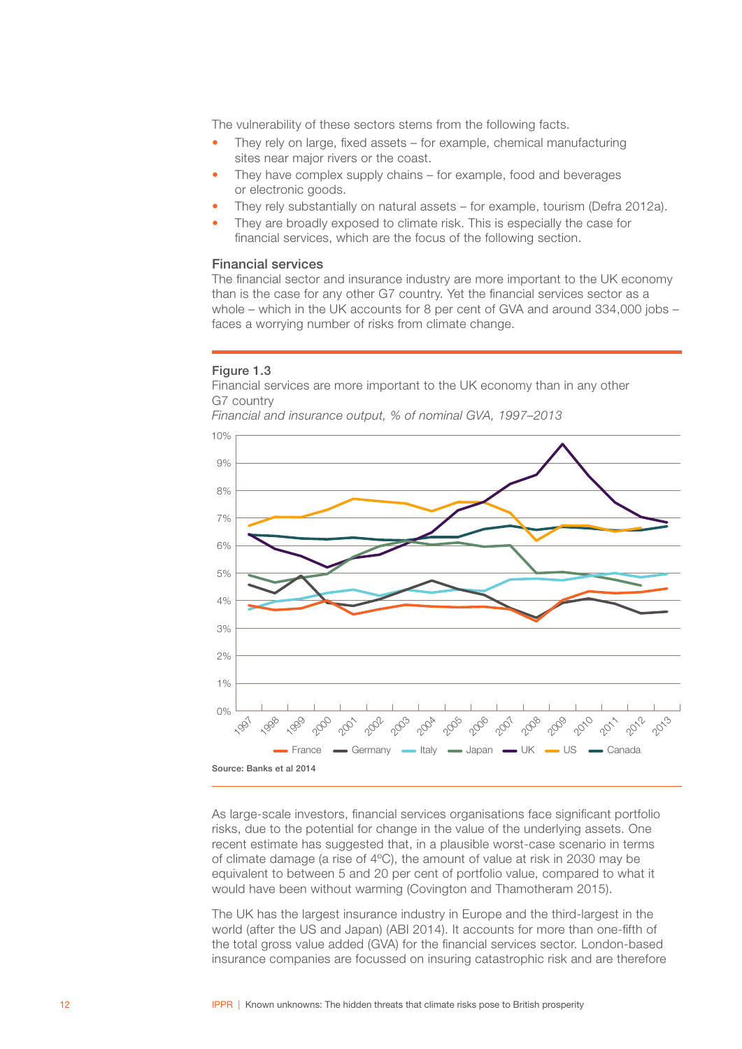The vulnerability of these sectors stems from the following facts.

- They rely on large, fixed assets – for example, chemical manufacturing sites near major rivers or the coast.
- They have complex supply chains – for example, food and beverages or electronic goods.
- They rely substantially on natural assets – for example, tourism (Defra 2012a).
- They are broadly exposed to climate risk. This is especially the case for financial services, which are the focus of the following section.

### Financial services

The financial sector and insurance industry are more important to the UK economy than is the case for any other G7 country. Yet the financial services sector as a whole – which in the UK accounts for 8 per cent of GVA and around 334,000 jobs – faces a worrying number of risks from climate change.

**Figure 1.3**

Financial services are more important to the UK economy than in any other G7 country

*Financial and insurance output, % of nominal GVA, 1997–2013*

Source: Banks et al 2014

As large-scale investors, financial services organisations face significant portfolio risks, due to the potential for change in the value of the underlying assets. One recent estimate has suggested that, in a plausible worst-case scenario in terms of climate damage (a rise of 4ºC), the amount of value at risk in 2030 may be equivalent to between 5 and 20 per cent of portfolio value, compared to what it would have been without warming (Covington and Thamotheram 2015).

The UK has the largest insurance industry in Europe and the third-largest in the world (after the US and Japan) (ABI 2014). It accounts for more than one-fifth of the total gross value added (GVA) for the financial services sector. London-based insurance companies are focussed on insuring catastrophic risk and are therefore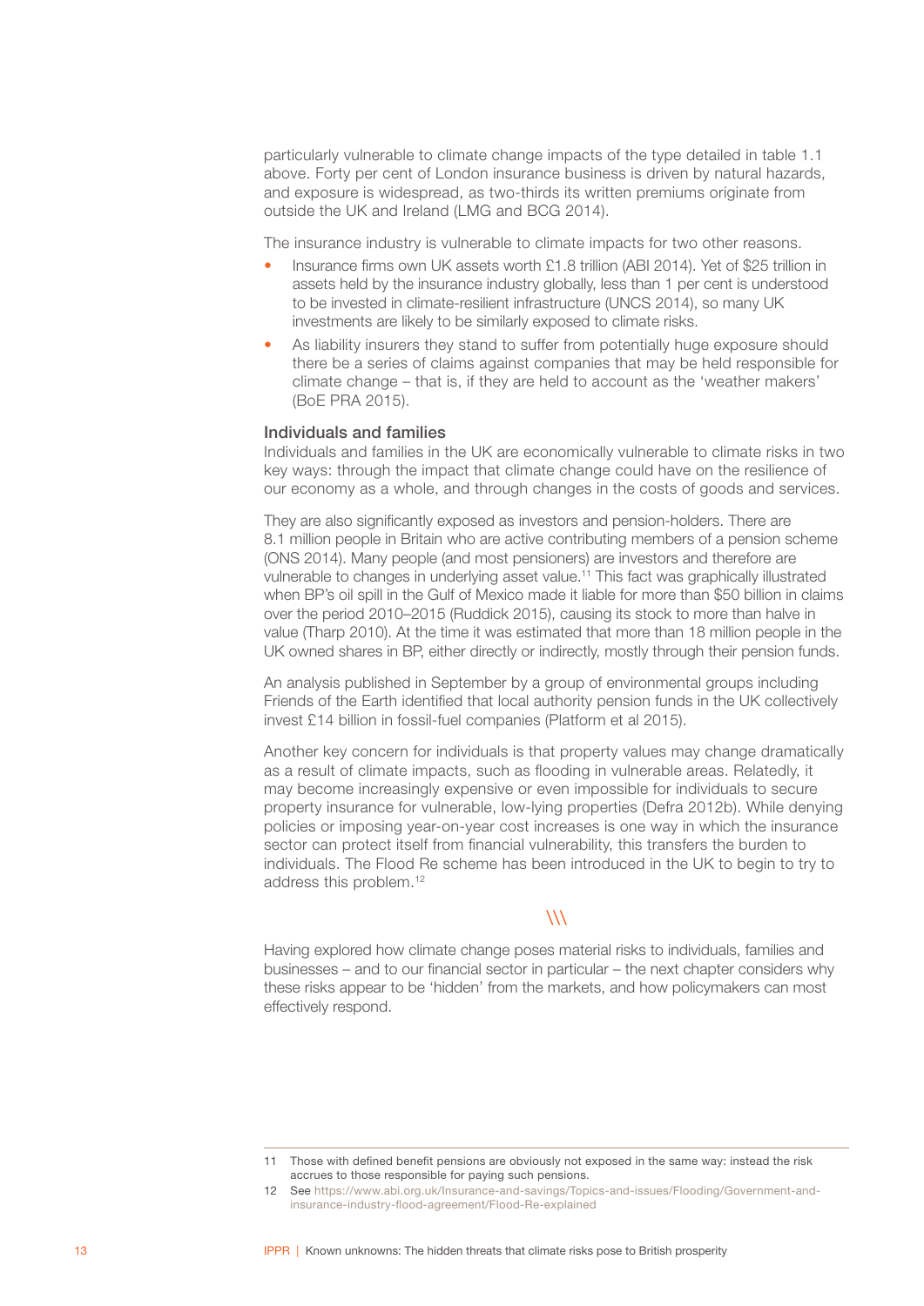particularly vulnerable to climate change impacts of the type detailed in table 1.1 above. Forty per cent of London insurance business is driven by natural hazards, and exposure is widespread, as two-thirds its written premiums originate from outside the UK and Ireland (LMG and BCG 2014).

The insurance industry is vulnerable to climate impacts for two other reasons.

- Insurance firms own UK assets worth £1.8 trillion (ABI 2014). Yet of $25 trillion in assets held by the insurance industry globally, less than 1 per cent is understood to be invested in climate-resilient infrastructure (UNCS 2014), so many UK investments are likely to be similarly exposed to climate risks.
- As liability insurers they stand to suffer from potentially huge exposure should there be a series of claims against companies that may be held responsible for climate change – that is, if they are held to account as the 'weather makers' (BoE PRA 2015).

### Individuals and families

Individuals and families in the UK are economically vulnerable to climate risks in two key ways: through the impact that climate change could have on the resilience of our economy as a whole, and through changes in the costs of goods and services.

They are also significantly exposed as investors and pension-holders. There are 8.1 million people in Britain who are active contributing members of a pension scheme (ONS 2014). Many people (and most pensioners) are investors and therefore are vulnerable to changes in underlying asset value.[11] This fact was graphically illustrated when BP's oil spill in the Gulf of Mexico made it liable for more than $50 billion in claims over the period 2010–2015 (Ruddick 2015), causing its stock to more than halve in value (Tharp 2010). At the time it was estimated that more than 18 million people in the UK owned shares in BP, either directly or indirectly, mostly through their pension funds.

An analysis published in September by a group of environmental groups including Friends of the Earth identified that local authority pension funds in the UK collectively invest £14 billion in fossil-fuel companies (Platform et al 2015).

Another key concern for individuals is that property values may change dramatically as a result of climate impacts, such as flooding in vulnerable areas. Relatedly, it may become increasingly expensive or even impossible for individuals to secure property insurance for vulnerable, low-lying properties (Defra 2012b). While denying policies or imposing year-on-year cost increases is one way in which the insurance sector can protect itself from financial vulnerability, this transfers the burden to individuals. The Flood Re scheme has been introduced in the UK to begin to try to address this problem.[12]

\\\

Having explored how climate change poses material risks to individuals, families and businesses – and to our financial sector in particular – the next chapter considers why these risks appear to be 'hidden' from the markets, and how policymakers can most effectively respond.

---

11 Those with defined benefit pensions are obviously not exposed in the same way: instead the risk accrues to those responsible for paying such pensions.

12 See https://www.abi.org.uk/Insurance-and-savings/Topics-and-issues/Flooding/Government-and-insurance-industry-flood-agreement/Flood-Re-explained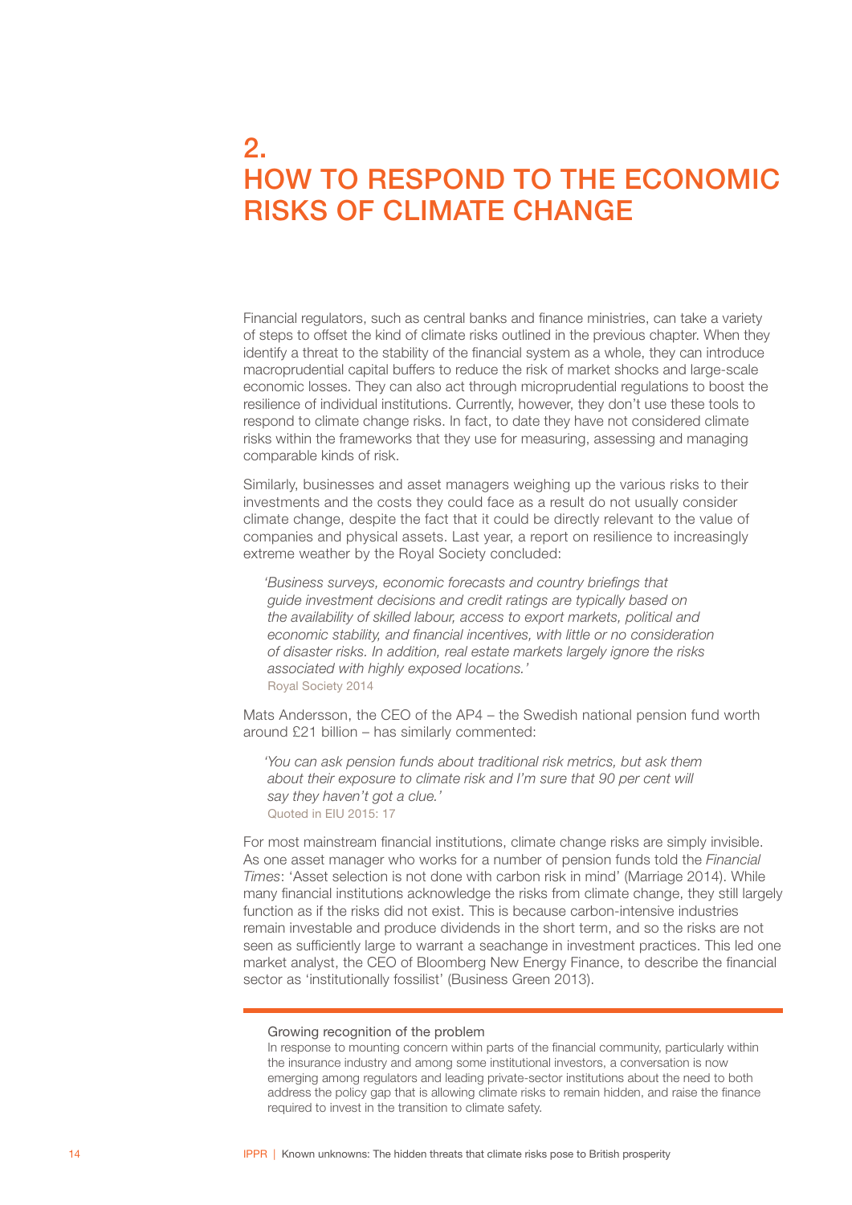# 2. HOW TO RESPOND TO THE ECONOMIC RISKS OF CLIMATE CHANGE

Financial regulators, such as central banks and finance ministries, can take a variety of steps to offset the kind of climate risks outlined in the previous chapter. When they identify a threat to the stability of the financial system as a whole, they can introduce macroprudential capital buffers to reduce the risk of market shocks and large-scale economic losses. They can also act through microprudential regulations to boost the resilience of individual institutions. Currently, however, they don't use these tools to respond to climate change risks. In fact, to date they have not considered climate risks within the frameworks that they use for measuring, assessing and managing comparable kinds of risk.

Similarly, businesses and asset managers weighing up the various risks to their investments and the costs they could face as a result do not usually consider climate change, despite the fact that it could be directly relevant to the value of companies and physical assets. Last year, a report on resilience to increasingly extreme weather by the Royal Society concluded:

> *'Business surveys, economic forecasts and country briefings that guide investment decisions and credit ratings are typically based on the availability of skilled labour, access to export markets, political and economic stability, and financial incentives, with little or no consideration of disaster risks. In addition, real estate markets largely ignore the risks associated with highly exposed locations.'*
> Royal Society 2014

Mats Andersson, the CEO of the AP4 – the Swedish national pension fund worth around £21 billion – has similarly commented:

> *'You can ask pension funds about traditional risk metrics, but ask them about their exposure to climate risk and I'm sure that 90 per cent will say they haven't got a clue.'*
> Quoted in EIU 2015: 17

For most mainstream financial institutions, climate change risks are simply invisible. As one asset manager who works for a number of pension funds told the *Financial Times*: 'Asset selection is not done with carbon risk in mind' (Marriage 2014). While many financial institutions acknowledge the risks from climate change, they still largely function as if the risks did not exist. This is because carbon-intensive industries remain investable and produce dividends in the short term, and so the risks are not seen as sufficiently large to warrant a seachange in investment practices. This led one market analyst, the CEO of Bloomberg New Energy Finance, to describe the financial sector as 'institutionally fossilist' (Business Green 2013).

---

Growing recognition of the problem

In response to mounting concern within parts of the financial community, particularly within the insurance industry and among some institutional investors, a conversation is now emerging among regulators and leading private-sector institutions about the need to both address the policy gap that is allowing climate risks to remain hidden, and raise the finance required to invest in the transition to climate safety.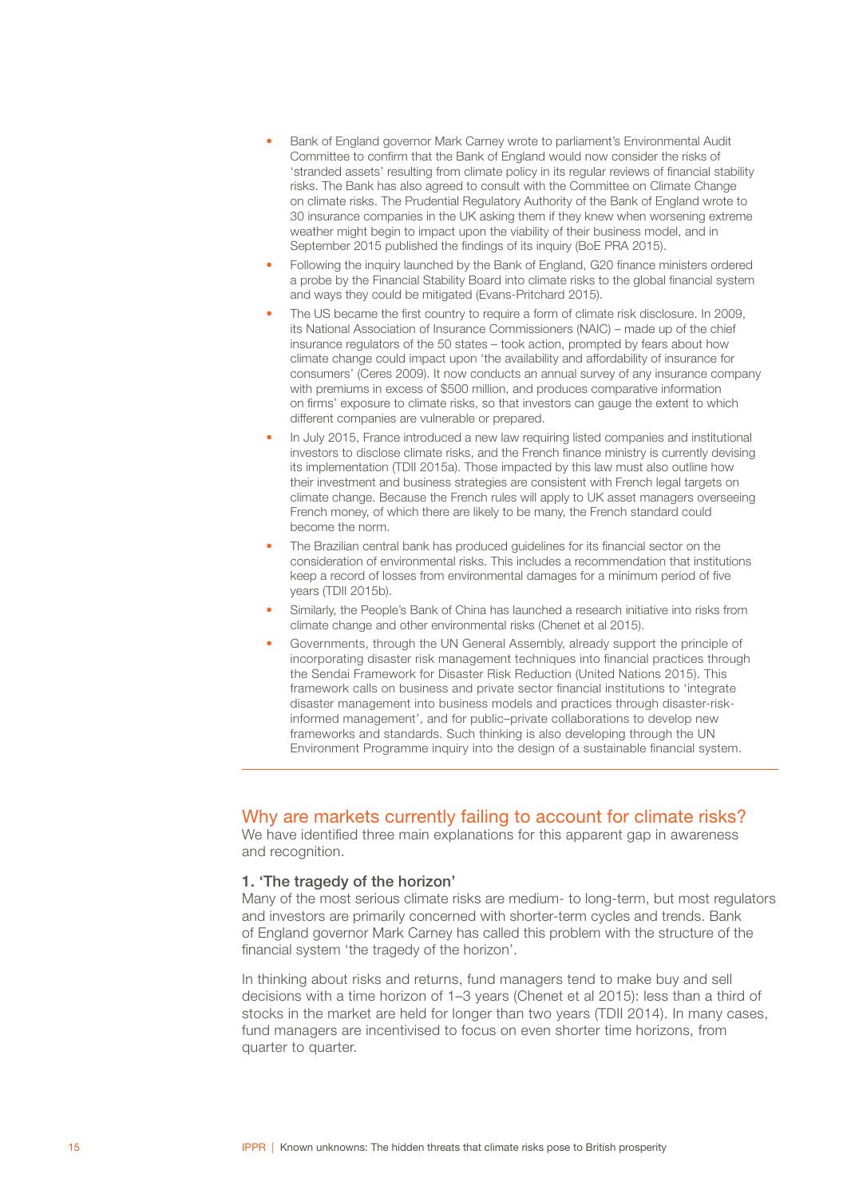- Bank of England governor Mark Carney wrote to parliament's Environmental Audit Committee to confirm that the Bank of England would now consider the risks of 'stranded assets' resulting from climate policy in its regular reviews of financial stability risks. The Bank has also agreed to consult with the Committee on Climate Change on climate risks. The Prudential Regulatory Authority of the Bank of England wrote to 30 insurance companies in the UK asking them if they knew when worsening extreme weather might begin to impact upon the viability of their business model, and in September 2015 published the findings of its inquiry (BoE PRA 2015).
- Following the inquiry launched by the Bank of England, G20 finance ministers ordered a probe by the Financial Stability Board into climate risks to the global financial system and ways they could be mitigated (Evans-Pritchard 2015).
- The US became the first country to require a form of climate risk disclosure. In 2009, its National Association of Insurance Commissioners (NAIC) – made up of the chief insurance regulators of the 50 states – took action, prompted by fears about how climate change could impact upon 'the availability and affordability of insurance for consumers' (Ceres 2009). It now conducts an annual survey of any insurance company with premiums in excess of $500 million, and produces comparative information on firms' exposure to climate risks, so that investors can gauge the extent to which different companies are vulnerable or prepared.
- In July 2015, France introduced a new law requiring listed companies and institutional investors to disclose climate risks, and the French finance ministry is currently devising its implementation (TDII 2015a). Those impacted by this law must also outline how their investment and business strategies are consistent with French legal targets on climate change. Because the French rules will apply to UK asset managers overseeing French money, of which there are likely to be many, the French standard could become the norm.
- The Brazilian central bank has produced guidelines for its financial sector on the consideration of environmental risks. This includes a recommendation that institutions keep a record of losses from environmental damages for a minimum period of five years (TDII 2015b).
- Similarly, the People's Bank of China has launched a research initiative into risks from climate change and other environmental risks (Chenet et al 2015).
- Governments, through the UN General Assembly, already support the principle of incorporating disaster risk management techniques into financial practices through the Sendai Framework for Disaster Risk Reduction (United Nations 2015). This framework calls on business and private sector financial institutions to 'integrate disaster management into business models and practices through disaster-risk-informed management', and for public–private collaborations to develop new frameworks and standards. Such thinking is also developing through the UN Environment Programme inquiry into the design of a sustainable financial system.

## Why are markets currently failing to account for climate risks?

We have identified three main explanations for this apparent gap in awareness and recognition.

### 1. 'The tragedy of the horizon'

Many of the most serious climate risks are medium- to long-term, but most regulators and investors are primarily concerned with shorter-term cycles and trends. Bank of England governor Mark Carney has called this problem with the structure of the financial system 'the tragedy of the horizon'.

In thinking about risks and returns, fund managers tend to make buy and sell decisions with a time horizon of 1–3 years (Chenet et al 2015): less than a third of stocks in the market are held for longer than two years (TDII 2014). In many cases, fund managers are incentivised to focus on even shorter time horizons, from quarter to quarter.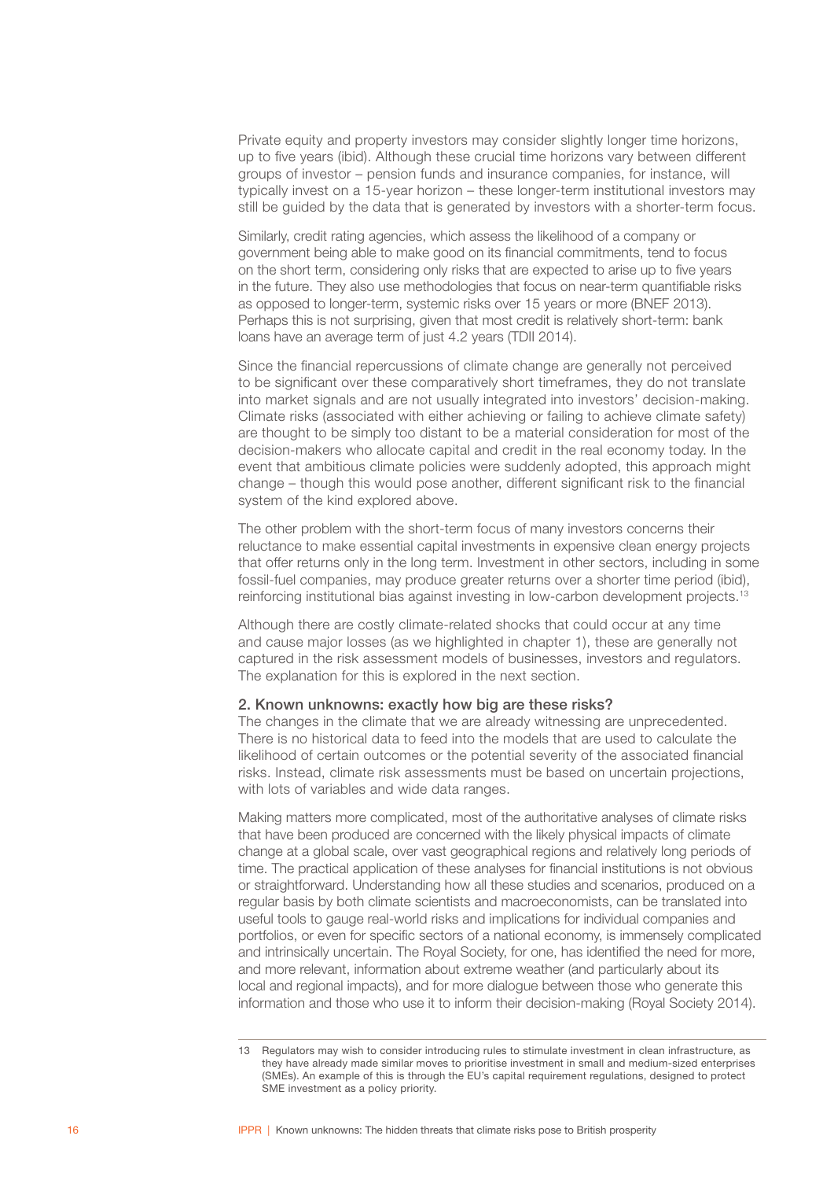Private equity and property investors may consider slightly longer time horizons, up to five years (ibid). Although these crucial time horizons vary between different groups of investor – pension funds and insurance companies, for instance, will typically invest on a 15-year horizon – these longer-term institutional investors may still be guided by the data that is generated by investors with a shorter-term focus.

Similarly, credit rating agencies, which assess the likelihood of a company or government being able to make good on its financial commitments, tend to focus on the short term, considering only risks that are expected to arise up to five years in the future. They also use methodologies that focus on near-term quantifiable risks as opposed to longer-term, systemic risks over 15 years or more (BNEF 2013). Perhaps this is not surprising, given that most credit is relatively short-term: bank loans have an average term of just 4.2 years (TDII 2014).

Since the financial repercussions of climate change are generally not perceived to be significant over these comparatively short timeframes, they do not translate into market signals and are not usually integrated into investors' decision-making. Climate risks (associated with either achieving or failing to achieve climate safety) are thought to be simply too distant to be a material consideration for most of the decision-makers who allocate capital and credit in the real economy today. In the event that ambitious climate policies were suddenly adopted, this approach might change – though this would pose another, different significant risk to the financial system of the kind explored above.

The other problem with the short-term focus of many investors concerns their reluctance to make essential capital investments in expensive clean energy projects that offer returns only in the long term. Investment in other sectors, including in some fossil-fuel companies, may produce greater returns over a shorter time period (ibid), reinforcing institutional bias against investing in low-carbon development projects.[13]

Although there are costly climate-related shocks that could occur at any time and cause major losses (as we highlighted in chapter 1), these are generally not captured in the risk assessment models of businesses, investors and regulators. The explanation for this is explored in the next section.

### 2. Known unknowns: exactly how big are these risks?

The changes in the climate that we are already witnessing are unprecedented. There is no historical data to feed into the models that are used to calculate the likelihood of certain outcomes or the potential severity of the associated financial risks. Instead, climate risk assessments must be based on uncertain projections, with lots of variables and wide data ranges.

Making matters more complicated, most of the authoritative analyses of climate risks that have been produced are concerned with the likely physical impacts of climate change at a global scale, over vast geographical regions and relatively long periods of time. The practical application of these analyses for financial institutions is not obvious or straightforward. Understanding how all these studies and scenarios, produced on a regular basis by both climate scientists and macroeconomists, can be translated into useful tools to gauge real-world risks and implications for individual companies and portfolios, or even for specific sectors of a national economy, is immensely complicated and intrinsically uncertain. The Royal Society, for one, has identified the need for more, and more relevant, information about extreme weather (and particularly about its local and regional impacts), and for more dialogue between those who generate this information and those who use it to inform their decision-making (Royal Society 2014).

---

13 Regulators may wish to consider introducing rules to stimulate investment in clean infrastructure, as they have already made similar moves to prioritise investment in small and medium-sized enterprises (SMEs). An example of this is through the EU's capital requirement regulations, designed to protect SME investment as a policy priority.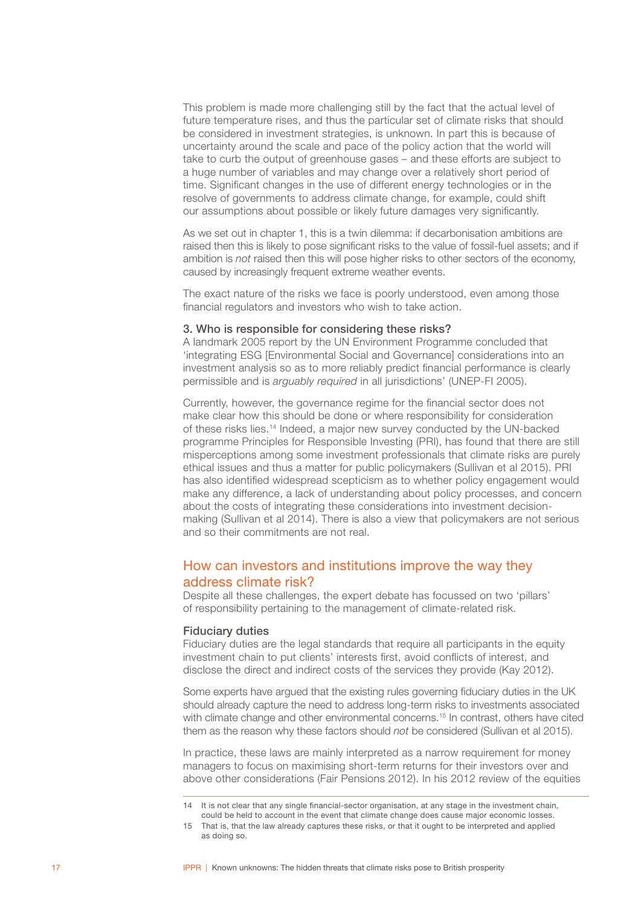This problem is made more challenging still by the fact that the actual level of future temperature rises, and thus the particular set of climate risks that should be considered in investment strategies, is unknown. In part this is because of uncertainty around the scale and pace of the policy action that the world will take to curb the output of greenhouse gases – and these efforts are subject to a huge number of variables and may change over a relatively short period of time. Significant changes in the use of different energy technologies or in the resolve of governments to address climate change, for example, could shift our assumptions about possible or likely future damages very significantly.

As we set out in chapter 1, this is a twin dilemma: if decarbonisation ambitions are raised then this is likely to pose significant risks to the value of fossil-fuel assets; and if ambition is *not* raised then this will pose higher risks to other sectors of the economy, caused by increasingly frequent extreme weather events.

The exact nature of the risks we face is poorly understood, even among those financial regulators and investors who wish to take action.

#### 3. Who is responsible for considering these risks?

A landmark 2005 report by the UN Environment Programme concluded that 'integrating ESG [Environmental Social and Governance] considerations into an investment analysis so as to more reliably predict financial performance is clearly permissible and is *arguably required* in all jurisdictions' (UNEP-FI 2005).

Currently, however, the governance regime for the financial sector does not make clear how this should be done or where responsibility for consideration of these risks lies.[14] Indeed, a major new survey conducted by the UN-backed programme Principles for Responsible Investing (PRI), has found that there are still misperceptions among some investment professionals that climate risks are purely ethical issues and thus a matter for public policymakers (Sullivan et al 2015). PRI has also identified widespread scepticism as to whether policy engagement would make any difference, a lack of understanding about policy processes, and concern about the costs of integrating these considerations into investment decision-making (Sullivan et al 2014). There is also a view that policymakers are not serious and so their commitments are not real.

## How can investors and institutions improve the way they address climate risk?

Despite all these challenges, the expert debate has focussed on two 'pillars' of responsibility pertaining to the management of climate-related risk.

#### Fiduciary duties

Fiduciary duties are the legal standards that require all participants in the equity investment chain to put clients' interests first, avoid conflicts of interest, and disclose the direct and indirect costs of the services they provide (Kay 2012).

Some experts have argued that the existing rules governing fiduciary duties in the UK should already capture the need to address long-term risks to investments associated with climate change and other environmental concerns.[15] In contrast, others have cited them as the reason why these factors should *not* be considered (Sullivan et al 2015).

In practice, these laws are mainly interpreted as a narrow requirement for money managers to focus on maximising short-term returns for their investors over and above other considerations (Fair Pensions 2012). In his 2012 review of the equities

---

14 It is not clear that any single financial-sector organisation, at any stage in the investment chain, could be held to account in the event that climate change does cause major economic losses.

15 That is, that the law already captures these risks, or that it ought to be interpreted and applied as doing so.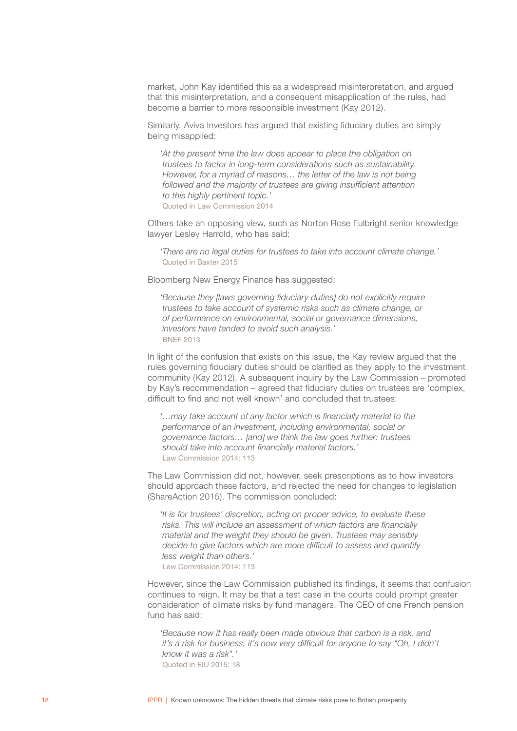market, John Kay identified this as a widespread misinterpretation, and argued that this misinterpretation, and a consequent misapplication of the rules, had become a barrier to more responsible investment (Kay 2012).

Similarly, Aviva Investors has argued that existing fiduciary duties are simply being misapplied:

> *'At the present time the law does appear to place the obligation on trustees to factor in long-term considerations such as sustainability. However, for a myriad of reasons… the letter of the law is not being followed and the majority of trustees are giving insufficient attention to this highly pertinent topic.'*
> Quoted in Law Commission 2014

Others take an opposing view, such as Norton Rose Fulbright senior knowledge lawyer Lesley Harrold, who has said:

> *'There are no legal duties for trustees to take into account climate change.'*
> Quoted in Baxter 2015

Bloomberg New Energy Finance has suggested:

> *'Because they [laws governing fiduciary duties] do not explicitly require trustees to take account of systemic risks such as climate change, or of performance on environmental, social or governance dimensions, investors have tended to avoid such analysis.'*
> BNEF 2013

In light of the confusion that exists on this issue, the Kay review argued that the rules governing fiduciary duties should be clarified as they apply to the investment community (Kay 2012). A subsequent inquiry by the Law Commission – prompted by Kay's recommendation – agreed that fiduciary duties on trustees are 'complex, difficult to find and not well known' and concluded that trustees:

> *'…may take account of any factor which is financially material to the performance of an investment, including environmental, social or governance factors… [and] we think the law goes further: trustees should take into account financially material factors.'*
> Law Commission 2014: 113

The Law Commission did not, however, seek prescriptions as to how investors should approach these factors, and rejected the need for changes to legislation (ShareAction 2015). The commission concluded:

> *'It is for trustees' discretion, acting on proper advice, to evaluate these risks. This will include an assessment of which factors are financially material and the weight they should be given. Trustees may sensibly decide to give factors which are more difficult to assess and quantify less weight than others.'*
> Law Commission 2014: 113

However, since the Law Commission published its findings, it seems that confusion continues to reign. It may be that a test case in the courts could prompt greater consideration of climate risks by fund managers. The CEO of one French pension fund has said:

> *'Because now it has really been made obvious that carbon is a risk, and it's a risk for business, it's now very difficult for anyone to say "Oh, I didn't know it was a risk".'*
> Quoted in EIU 2015: 18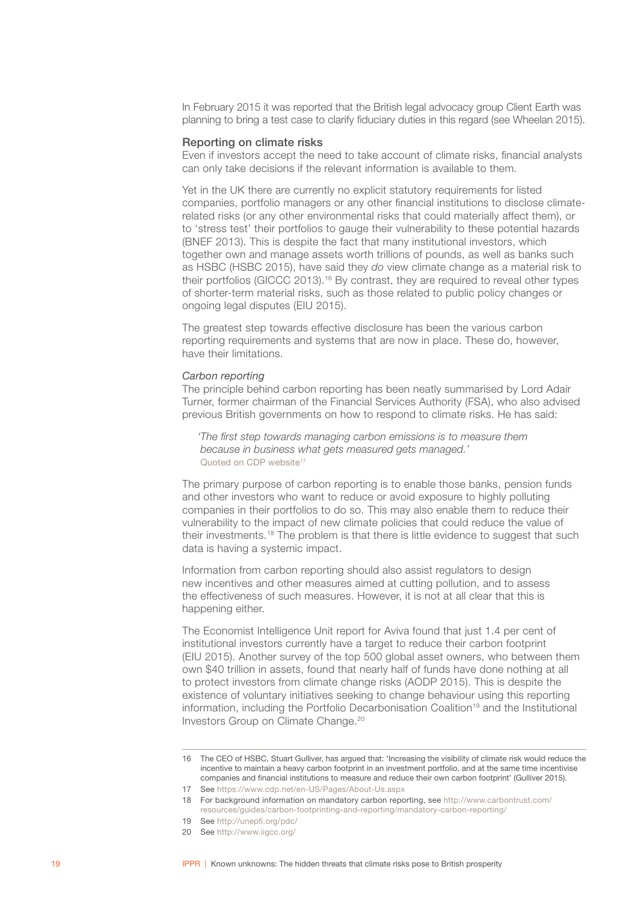In February 2015 it was reported that the British legal advocacy group Client Earth was planning to bring a test case to clarify fiduciary duties in this regard (see Wheelan 2015).

### Reporting on climate risks

Even if investors accept the need to take account of climate risks, financial analysts can only take decisions if the relevant information is available to them.

Yet in the UK there are currently no explicit statutory requirements for listed companies, portfolio managers or any other financial institutions to disclose climate-related risks (or any other environmental risks that could materially affect them), or to 'stress test' their portfolios to gauge their vulnerability to these potential hazards (BNEF 2013). This is despite the fact that many institutional investors, which together own and manage assets worth trillions of pounds, as well as banks such as HSBC (HSBC 2015), have said they *do* view climate change as a material risk to their portfolios (GICCC 2013).[16] By contrast, they are required to reveal other types of shorter-term material risks, such as those related to public policy changes or ongoing legal disputes (EIU 2015).

The greatest step towards effective disclosure has been the various carbon reporting requirements and systems that are now in place. These do, however, have their limitations.

#### *Carbon reporting*

The principle behind carbon reporting has been neatly summarised by Lord Adair Turner, former chairman of the Financial Services Authority (FSA), who also advised previous British governments on how to respond to climate risks. He has said:

> *'The first step towards managing carbon emissions is to measure them because in business what gets measured gets managed.'*
> Quoted on CDP website[17]

The primary purpose of carbon reporting is to enable those banks, pension funds and other investors who want to reduce or avoid exposure to highly polluting companies in their portfolios to do so. This may also enable them to reduce their vulnerability to the impact of new climate policies that could reduce the value of their investments.[18] The problem is that there is little evidence to suggest that such data is having a systemic impact.

Information from carbon reporting should also assist regulators to design new incentives and other measures aimed at cutting pollution, and to assess the effectiveness of such measures. However, it is not at all clear that this is happening either.

The Economist Intelligence Unit report for Aviva found that just 1.4 per cent of institutional investors currently have a target to reduce their carbon footprint (EIU 2015). Another survey of the top 500 global asset owners, who between them own $40 trillion in assets, found that nearly half of funds have done nothing at all to protect investors from climate change risks (AODP 2015). This is despite the existence of voluntary initiatives seeking to change behaviour using this reporting information, including the Portfolio Decarbonisation Coalition[19] and the Institutional Investors Group on Climate Change.[20]

---

16 The CEO of HSBC, Stuart Gulliver, has argued that: 'Increasing the visibility of climate risk would reduce the incentive to maintain a heavy carbon footprint in an investment portfolio, and at the same time incentivise companies and financial institutions to measure and reduce their own carbon footprint' (Gulliver 2015).

17 See https://www.cdp.net/en-US/Pages/About-Us.aspx

18 For background information on mandatory carbon reporting, see http://www.carbontrust.com/resources/guides/carbon-footprinting-and-reporting/mandatory-carbon-reporting/

19 See http://unepfi.org/pdc/

20 See http://www.iigcc.org/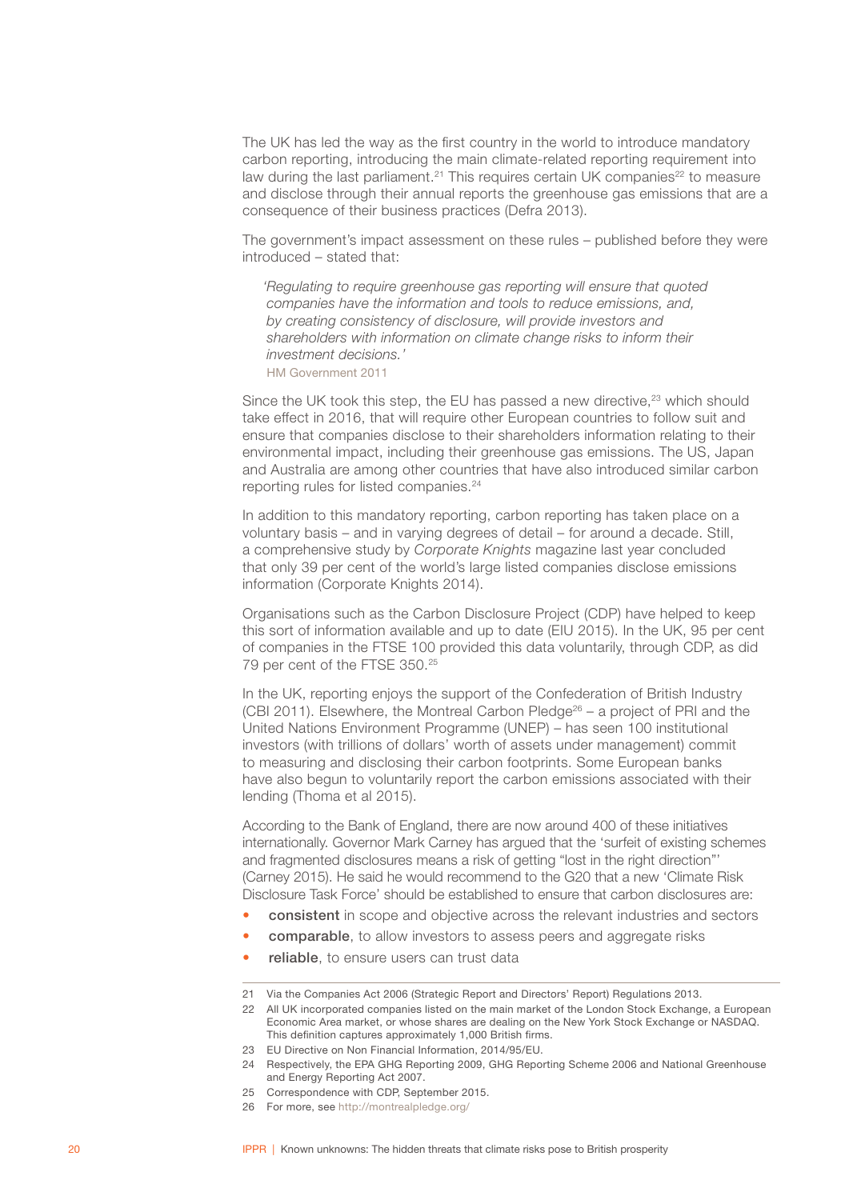The UK has led the way as the first country in the world to introduce mandatory carbon reporting, introducing the main climate-related reporting requirement into law during the last parliament.[21] This requires certain UK companies[22] to measure and disclose through their annual reports the greenhouse gas emissions that are a consequence of their business practices (Defra 2013).

The government's impact assessment on these rules – published before they were introduced – stated that:

> *'Regulating to require greenhouse gas reporting will ensure that quoted companies have the information and tools to reduce emissions, and, by creating consistency of disclosure, will provide investors and shareholders with information on climate change risks to inform their investment decisions.'*
>
> HM Government 2011

Since the UK took this step, the EU has passed a new directive,[23] which should take effect in 2016, that will require other European countries to follow suit and ensure that companies disclose to their shareholders information relating to their environmental impact, including their greenhouse gas emissions. The US, Japan and Australia are among other countries that have also introduced similar carbon reporting rules for listed companies.[24]

In addition to this mandatory reporting, carbon reporting has taken place on a voluntary basis – and in varying degrees of detail – for around a decade. Still, a comprehensive study by *Corporate Knights* magazine last year concluded that only 39 per cent of the world's large listed companies disclose emissions information (Corporate Knights 2014).

Organisations such as the Carbon Disclosure Project (CDP) have helped to keep this sort of information available and up to date (EIU 2015). In the UK, 95 per cent of companies in the FTSE 100 provided this data voluntarily, through CDP, as did 79 per cent of the FTSE 350.[25]

In the UK, reporting enjoys the support of the Confederation of British Industry (CBI 2011). Elsewhere, the Montreal Carbon Pledge[26] – a project of PRI and the United Nations Environment Programme (UNEP) – has seen 100 institutional investors (with trillions of dollars' worth of assets under management) commit to measuring and disclosing their carbon footprints. Some European banks have also begun to voluntarily report the carbon emissions associated with their lending (Thoma et al 2015).

According to the Bank of England, there are now around 400 of these initiatives internationally. Governor Mark Carney has argued that the 'surfeit of existing schemes and fragmented disclosures means a risk of getting "lost in the right direction"' (Carney 2015). He said he would recommend to the G20 that a new 'Climate Risk Disclosure Task Force' should be established to ensure that carbon disclosures are:

- **consistent** in scope and objective across the relevant industries and sectors
- **comparable**, to allow investors to assess peers and aggregate risks
- **reliable**, to ensure users can trust data

---

21 Via the Companies Act 2006 (Strategic Report and Directors' Report) Regulations 2013.

22 All UK incorporated companies listed on the main market of the London Stock Exchange, a European Economic Area market, or whose shares are dealing on the New York Stock Exchange or NASDAQ. This definition captures approximately 1,000 British firms.

23 EU Directive on Non Financial Information, 2014/95/EU.

24 Respectively, the EPA GHG Reporting 2009, GHG Reporting Scheme 2006 and National Greenhouse and Energy Reporting Act 2007.

25 Correspondence with CDP, September 2015.

26 For more, see http://montrealpledge.org/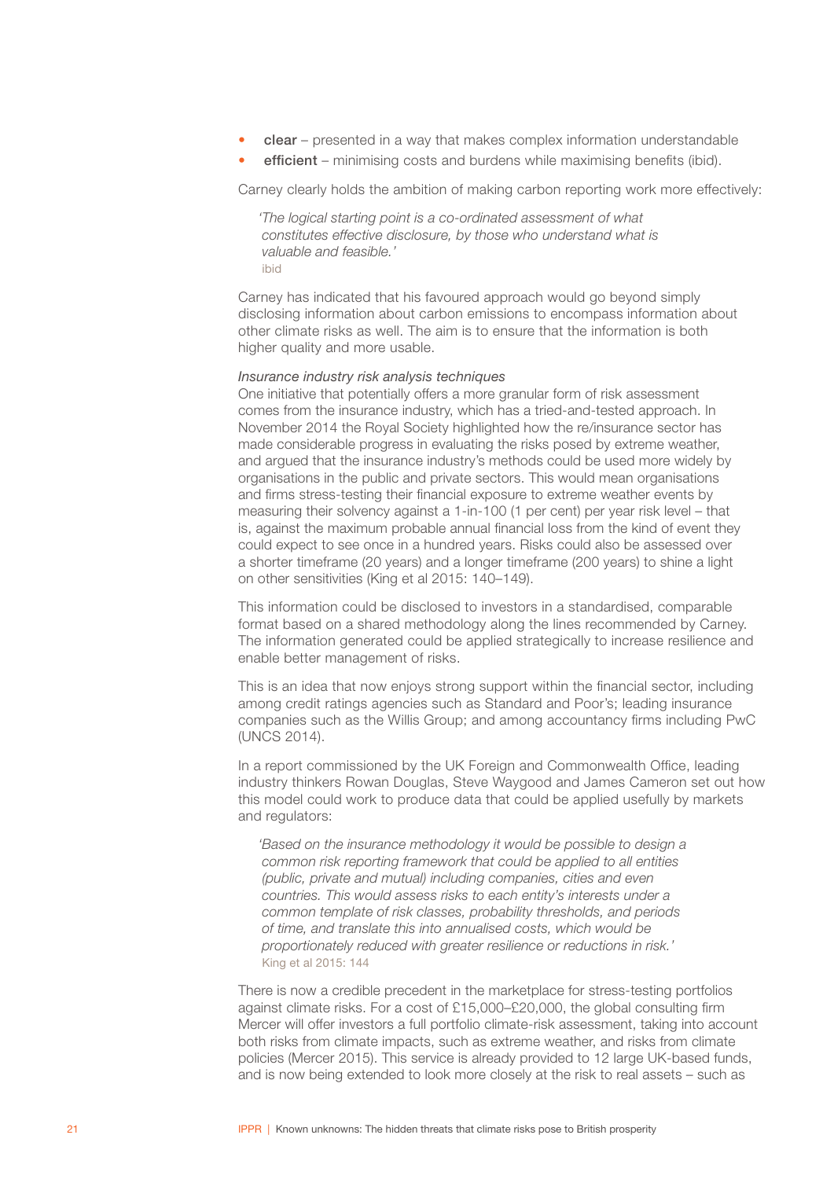- **clear** – presented in a way that makes complex information understandable
- **efficient** – minimising costs and burdens while maximising benefits (ibid).

Carney clearly holds the ambition of making carbon reporting work more effectively:

> *'The logical starting point is a co-ordinated assessment of what constitutes effective disclosure, by those who understand what is valuable and feasible.'*
> ibid

Carney has indicated that his favoured approach would go beyond simply disclosing information about carbon emissions to encompass information about other climate risks as well. The aim is to ensure that the information is both higher quality and more usable.

*Insurance industry risk analysis techniques*

One initiative that potentially offers a more granular form of risk assessment comes from the insurance industry, which has a tried-and-tested approach. In November 2014 the Royal Society highlighted how the re/insurance sector has made considerable progress in evaluating the risks posed by extreme weather, and argued that the insurance industry's methods could be used more widely by organisations in the public and private sectors. This would mean organisations and firms stress-testing their financial exposure to extreme weather events by measuring their solvency against a 1-in-100 (1 per cent) per year risk level – that is, against the maximum probable annual financial loss from the kind of event they could expect to see once in a hundred years. Risks could also be assessed over a shorter timeframe (20 years) and a longer timeframe (200 years) to shine a light on other sensitivities (King et al 2015: 140–149).

This information could be disclosed to investors in a standardised, comparable format based on a shared methodology along the lines recommended by Carney. The information generated could be applied strategically to increase resilience and enable better management of risks.

This is an idea that now enjoys strong support within the financial sector, including among credit ratings agencies such as Standard and Poor's; leading insurance companies such as the Willis Group; and among accountancy firms including PwC (UNCS 2014).

In a report commissioned by the UK Foreign and Commonwealth Office, leading industry thinkers Rowan Douglas, Steve Waygood and James Cameron set out how this model could work to produce data that could be applied usefully by markets and regulators:

> *'Based on the insurance methodology it would be possible to design a common risk reporting framework that could be applied to all entities (public, private and mutual) including companies, cities and even countries. This would assess risks to each entity's interests under a common template of risk classes, probability thresholds, and periods of time, and translate this into annualised costs, which would be proportionately reduced with greater resilience or reductions in risk.'*
> King et al 2015: 144

There is now a credible precedent in the marketplace for stress-testing portfolios against climate risks. For a cost of £15,000–£20,000, the global consulting firm Mercer will offer investors a full portfolio climate-risk assessment, taking into account both risks from climate impacts, such as extreme weather, and risks from climate policies (Mercer 2015). This service is already provided to 12 large UK-based funds, and is now being extended to look more closely at the risk to real assets – such as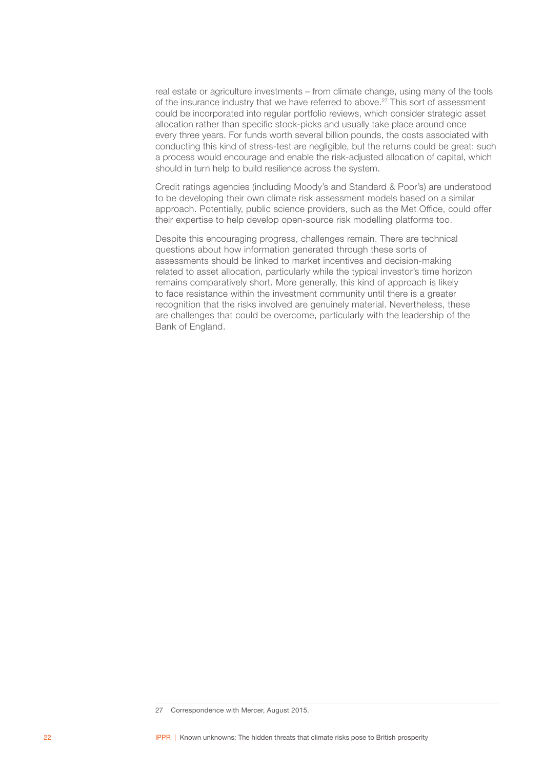real estate or agriculture investments – from climate change, using many of the tools of the insurance industry that we have referred to above.[27] This sort of assessment could be incorporated into regular portfolio reviews, which consider strategic asset allocation rather than specific stock-picks and usually take place around once every three years. For funds worth several billion pounds, the costs associated with conducting this kind of stress-test are negligible, but the returns could be great: such a process would encourage and enable the risk-adjusted allocation of capital, which should in turn help to build resilience across the system.

Credit ratings agencies (including Moody's and Standard & Poor's) are understood to be developing their own climate risk assessment models based on a similar approach. Potentially, public science providers, such as the Met Office, could offer their expertise to help develop open-source risk modelling platforms too.

Despite this encouraging progress, challenges remain. There are technical questions about how information generated through these sorts of assessments should be linked to market incentives and decision-making related to asset allocation, particularly while the typical investor's time horizon remains comparatively short. More generally, this kind of approach is likely to face resistance within the investment community until there is a greater recognition that the risks involved are genuinely material. Nevertheless, these are challenges that could be overcome, particularly with the leadership of the Bank of England.

---

27 Correspondence with Mercer, August 2015.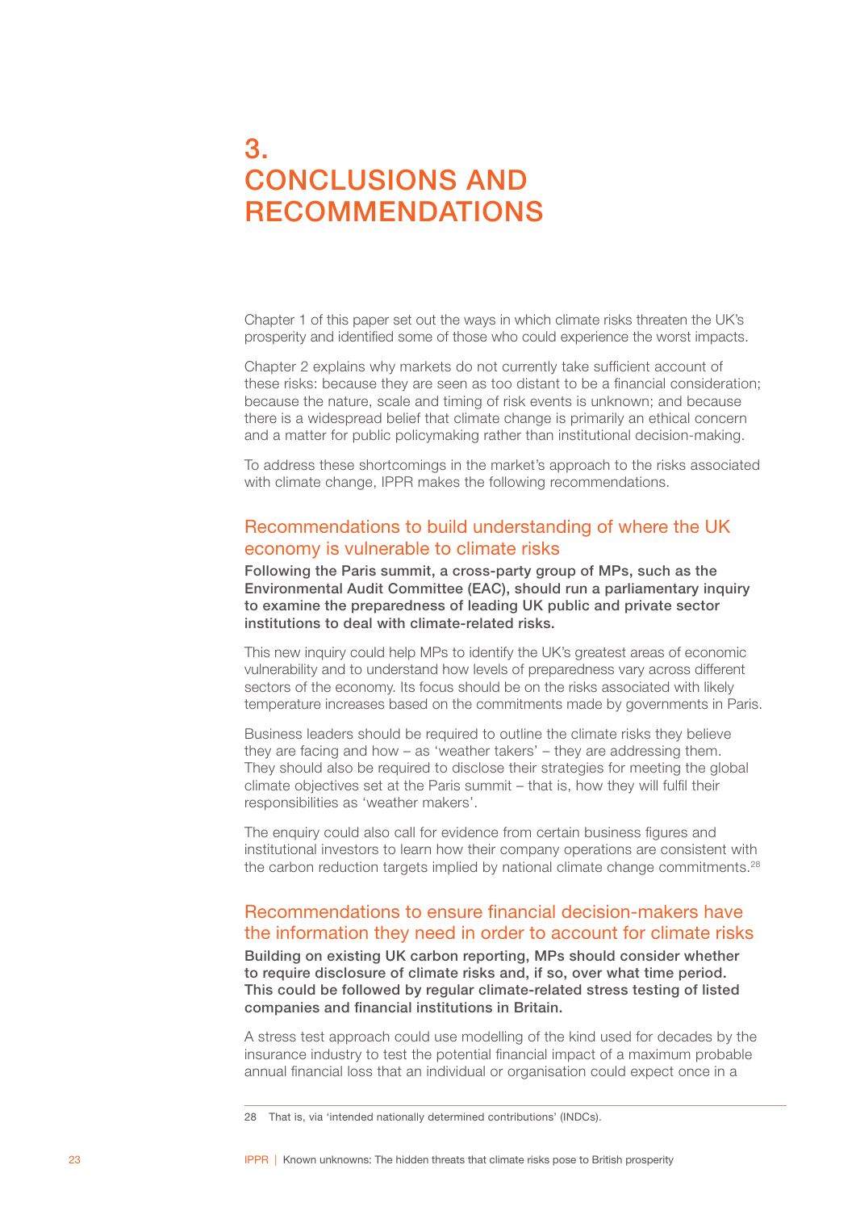# 3. CONCLUSIONS AND RECOMMENDATIONS

Chapter 1 of this paper set out the ways in which climate risks threaten the UK's prosperity and identified some of those who could experience the worst impacts.

Chapter 2 explains why markets do not currently take sufficient account of these risks: because they are seen as too distant to be a financial consideration; because the nature, scale and timing of risk events is unknown; and because there is a widespread belief that climate change is primarily an ethical concern and a matter for public policymaking rather than institutional decision-making.

To address these shortcomings in the market's approach to the risks associated with climate change, IPPR makes the following recommendations.

## Recommendations to build understanding of where the UK economy is vulnerable to climate risks

**Following the Paris summit, a cross-party group of MPs, such as the Environmental Audit Committee (EAC), should run a parliamentary inquiry to examine the preparedness of leading UK public and private sector institutions to deal with climate-related risks.**

This new inquiry could help MPs to identify the UK's greatest areas of economic vulnerability and to understand how levels of preparedness vary across different sectors of the economy. Its focus should be on the risks associated with likely temperature increases based on the commitments made by governments in Paris.

Business leaders should be required to outline the climate risks they believe they are facing and how – as 'weather takers' – they are addressing them. They should also be required to disclose their strategies for meeting the global climate objectives set at the Paris summit – that is, how they will fulfil their responsibilities as 'weather makers'.

The enquiry could also call for evidence from certain business figures and institutional investors to learn how their company operations are consistent with the carbon reduction targets implied by national climate change commitments.[28]

## Recommendations to ensure financial decision-makers have the information they need in order to account for climate risks

**Building on existing UK carbon reporting, MPs should consider whether to require disclosure of climate risks and, if so, over what time period. This could be followed by regular climate-related stress testing of listed companies and financial institutions in Britain.**

A stress test approach could use modelling of the kind used for decades by the insurance industry to test the potential financial impact of a maximum probable annual financial loss that an individual or organisation could expect once in a

---

28 That is, via 'intended nationally determined contributions' (INDCs).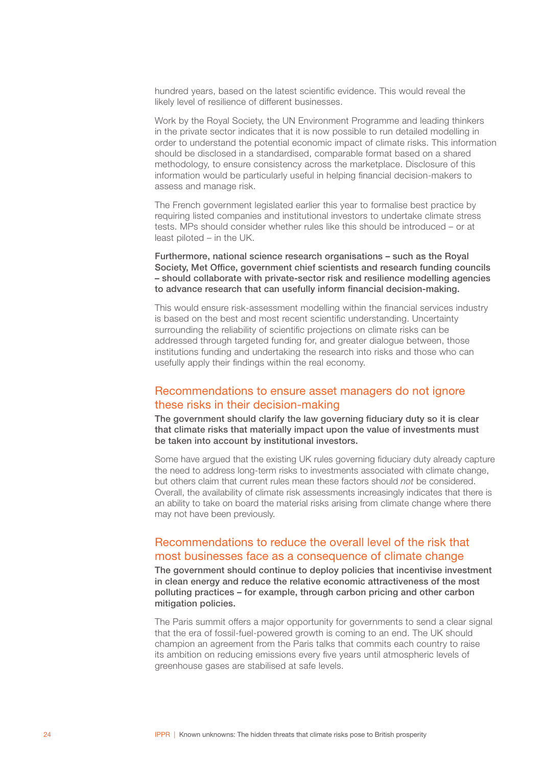hundred years, based on the latest scientific evidence. This would reveal the likely level of resilience of different businesses.

Work by the Royal Society, the UN Environment Programme and leading thinkers in the private sector indicates that it is now possible to run detailed modelling in order to understand the potential economic impact of climate risks. This information should be disclosed in a standardised, comparable format based on a shared methodology, to ensure consistency across the marketplace. Disclosure of this information would be particularly useful in helping financial decision-makers to assess and manage risk.

The French government legislated earlier this year to formalise best practice by requiring listed companies and institutional investors to undertake climate stress tests. MPs should consider whether rules like this should be introduced – or at least piloted – in the UK.

**Furthermore, national science research organisations – such as the Royal Society, Met Office, government chief scientists and research funding councils – should collaborate with private-sector risk and resilience modelling agencies to advance research that can usefully inform financial decision-making.**

This would ensure risk-assessment modelling within the financial services industry is based on the best and most recent scientific understanding. Uncertainty surrounding the reliability of scientific projections on climate risks can be addressed through targeted funding for, and greater dialogue between, those institutions funding and undertaking the research into risks and those who can usefully apply their findings within the real economy.

## Recommendations to ensure asset managers do not ignore these risks in their decision-making

**The government should clarify the law governing fiduciary duty so it is clear that climate risks that materially impact upon the value of investments must be taken into account by institutional investors.**

Some have argued that the existing UK rules governing fiduciary duty already capture the need to address long-term risks to investments associated with climate change, but others claim that current rules mean these factors should *not* be considered. Overall, the availability of climate risk assessments increasingly indicates that there is an ability to take on board the material risks arising from climate change where there may not have been previously.

## Recommendations to reduce the overall level of the risk that most businesses face as a consequence of climate change

**The government should continue to deploy policies that incentivise investment in clean energy and reduce the relative economic attractiveness of the most polluting practices – for example, through carbon pricing and other carbon mitigation policies.**

The Paris summit offers a major opportunity for governments to send a clear signal that the era of fossil-fuel-powered growth is coming to an end. The UK should champion an agreement from the Paris talks that commits each country to raise its ambition on reducing emissions every five years until atmospheric levels of greenhouse gases are stabilised at safe levels.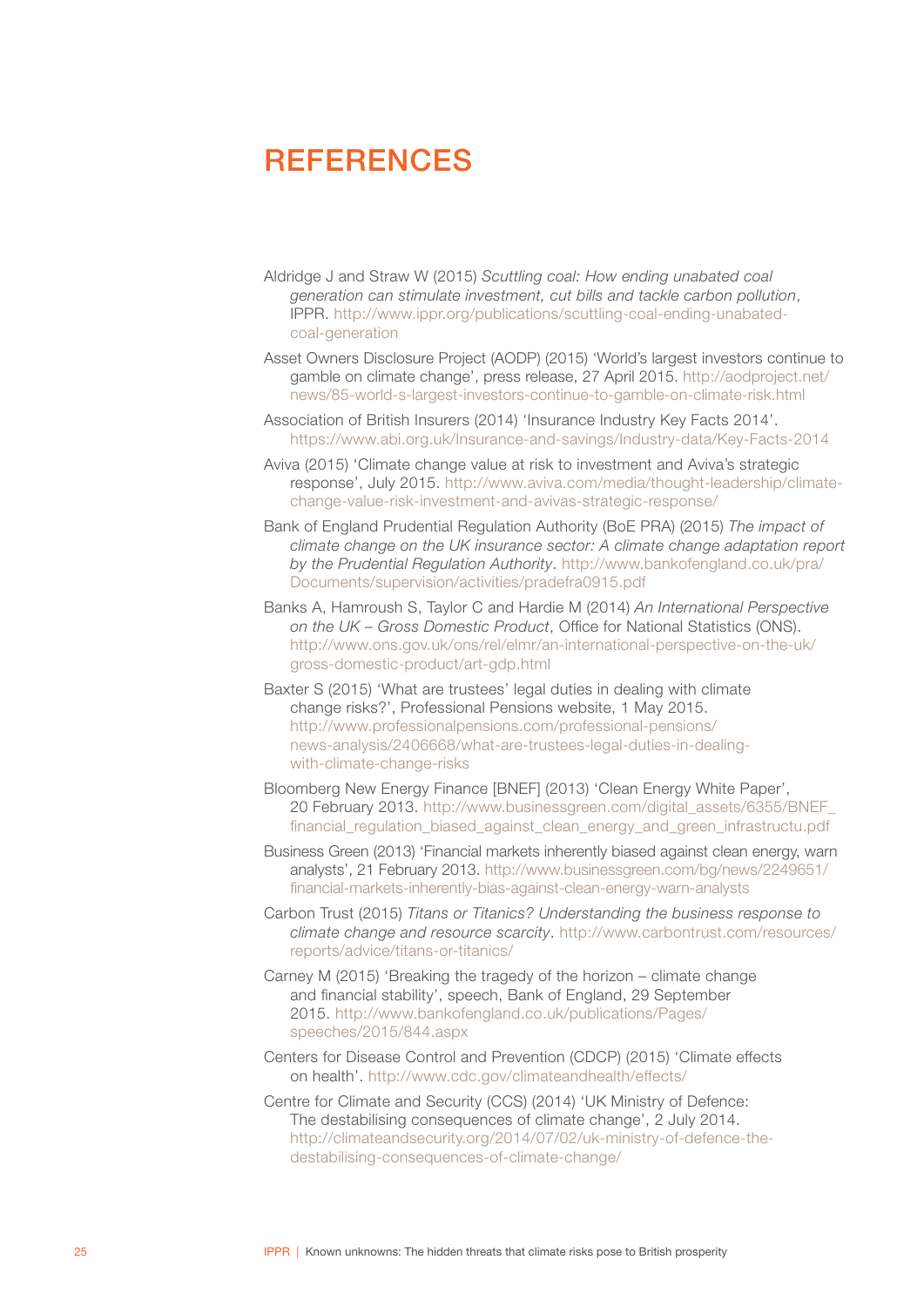# REFERENCES

Aldridge J and Straw W (2015) *Scuttling coal: How ending unabated coal generation can stimulate investment, cut bills and tackle carbon pollution*, IPPR. http://www.ippr.org/publications/scuttling-coal-ending-unabated-coal-generation

Asset Owners Disclosure Project (AODP) (2015) 'World's largest investors continue to gamble on climate change', press release, 27 April 2015. http://aodproject.net/news/85-world-s-largest-investors-continue-to-gamble-on-climate-risk.html

Association of British Insurers (2014) 'Insurance Industry Key Facts 2014'. https://www.abi.org.uk/Insurance-and-savings/Industry-data/Key-Facts-2014

Aviva (2015) 'Climate change value at risk to investment and Aviva's strategic response', July 2015. http://www.aviva.com/media/thought-leadership/climate-change-value-risk-investment-and-avivas-strategic-response/

Bank of England Prudential Regulation Authority (BoE PRA) (2015) *The impact of climate change on the UK insurance sector: A climate change adaptation report by the Prudential Regulation Authority*. http://www.bankofengland.co.uk/pra/Documents/supervision/activities/pradefra0915.pdf

Banks A, Hamroush S, Taylor C and Hardie M (2014) *An International Perspective on the UK – Gross Domestic Product*, Office for National Statistics (ONS). http://www.ons.gov.uk/ons/rel/elmr/an-international-perspective-on-the-uk/gross-domestic-product/art-gdp.html

Baxter S (2015) 'What are trustees' legal duties in dealing with climate change risks?', Professional Pensions website, 1 May 2015. http://www.professionalpensions.com/professional-pensions/news-analysis/2406668/what-are-trustees-legal-duties-in-dealing-with-climate-change-risks

Bloomberg New Energy Finance [BNEF] (2013) 'Clean Energy White Paper', 20 February 2013. http://www.businessgreen.com/digital_assets/6355/BNEF_financial_regulation_biased_against_clean_energy_and_green_infrastructu.pdf

Business Green (2013) 'Financial markets inherently biased against clean energy, warn analysts', 21 February 2013. http://www.businessgreen.com/bg/news/2249651/financial-markets-inherently-bias-against-clean-energy-warn-analysts

Carbon Trust (2015) *Titans or Titanics? Understanding the business response to climate change and resource scarcity*. http://www.carbontrust.com/resources/reports/advice/titans-or-titanics/

Carney M (2015) 'Breaking the tragedy of the horizon – climate change and financial stability', speech, Bank of England, 29 September 2015. http://www.bankofengland.co.uk/publications/Pages/speeches/2015/844.aspx

Centers for Disease Control and Prevention (CDCP) (2015) 'Climate effects on health'. http://www.cdc.gov/climateandhealth/effects/

Centre for Climate and Security (CCS) (2014) 'UK Ministry of Defence: The destabilising consequences of climate change', 2 July 2014. http://climateandsecurity.org/2014/07/02/uk-ministry-of-defence-the-destabilising-consequences-of-climate-change/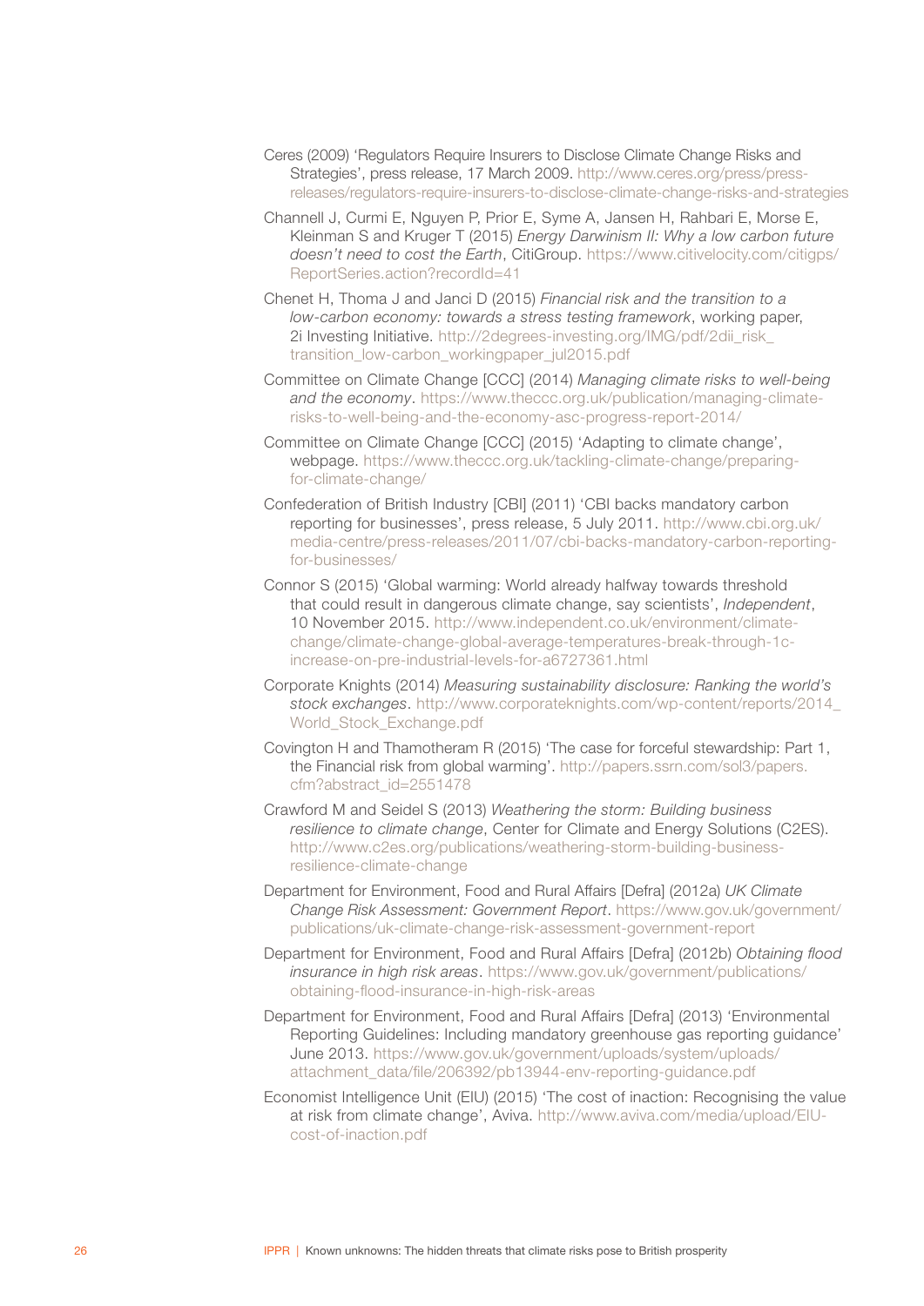Ceres (2009) 'Regulators Require Insurers to Disclose Climate Change Risks and Strategies', press release, 17 March 2009. http://www.ceres.org/press/press-releases/regulators-require-insurers-to-disclose-climate-change-risks-and-strategies

Channell J, Curmi E, Nguyen P, Prior E, Syme A, Jansen H, Rahbari E, Morse E, Kleinman S and Kruger T (2015) *Energy Darwinism II: Why a low carbon future doesn't need to cost the Earth*, CitiGroup. https://www.citivelocity.com/citigps/ReportSeries.action?recordId=41

Chenet H, Thoma J and Janci D (2015) *Financial risk and the transition to a low-carbon economy: towards a stress testing framework*, working paper, 2i Investing Initiative. http://2degrees-investing.org/IMG/pdf/2dii_risk_transition_low-carbon_workingpaper_jul2015.pdf

Committee on Climate Change [CCC] (2014) *Managing climate risks to well-being and the economy*. https://www.theccc.org.uk/publication/managing-climate-risks-to-well-being-and-the-economy-asc-progress-report-2014/

Committee on Climate Change [CCC] (2015) 'Adapting to climate change', webpage. https://www.theccc.org.uk/tackling-climate-change/preparing-for-climate-change/

Confederation of British Industry [CBI] (2011) 'CBI backs mandatory carbon reporting for businesses', press release, 5 July 2011. http://www.cbi.org.uk/media-centre/press-releases/2011/07/cbi-backs-mandatory-carbon-reporting-for-businesses/

Connor S (2015) 'Global warming: World already halfway towards threshold that could result in dangerous climate change, say scientists', *Independent*, 10 November 2015. http://www.independent.co.uk/environment/climate-change/climate-change-global-average-temperatures-break-through-1c-increase-on-pre-industrial-levels-for-a6727361.html

Corporate Knights (2014) *Measuring sustainability disclosure: Ranking the world's stock exchanges*. http://www.corporateknights.com/wp-content/reports/2014_World_Stock_Exchange.pdf

Covington H and Thamotheram R (2015) 'The case for forceful stewardship: Part 1, the Financial risk from global warming'. http://papers.ssrn.com/sol3/papers.cfm?abstract_id=2551478

Crawford M and Seidel S (2013) *Weathering the storm: Building business resilience to climate change*, Center for Climate and Energy Solutions (C2ES). http://www.c2es.org/publications/weathering-storm-building-business-resilience-climate-change

Department for Environment, Food and Rural Affairs [Defra] (2012a) *UK Climate Change Risk Assessment: Government Report*. https://www.gov.uk/government/publications/uk-climate-change-risk-assessment-government-report

Department for Environment, Food and Rural Affairs [Defra] (2012b) *Obtaining flood insurance in high risk areas*. https://www.gov.uk/government/publications/obtaining-flood-insurance-in-high-risk-areas

Department for Environment, Food and Rural Affairs [Defra] (2013) 'Environmental Reporting Guidelines: Including mandatory greenhouse gas reporting guidance' June 2013. https://www.gov.uk/government/uploads/system/uploads/attachment_data/file/206392/pb13944-env-reporting-guidance.pdf

Economist Intelligence Unit (EIU) (2015) 'The cost of inaction: Recognising the value at risk from climate change', Aviva. http://www.aviva.com/media/upload/EIU-cost-of-inaction.pdf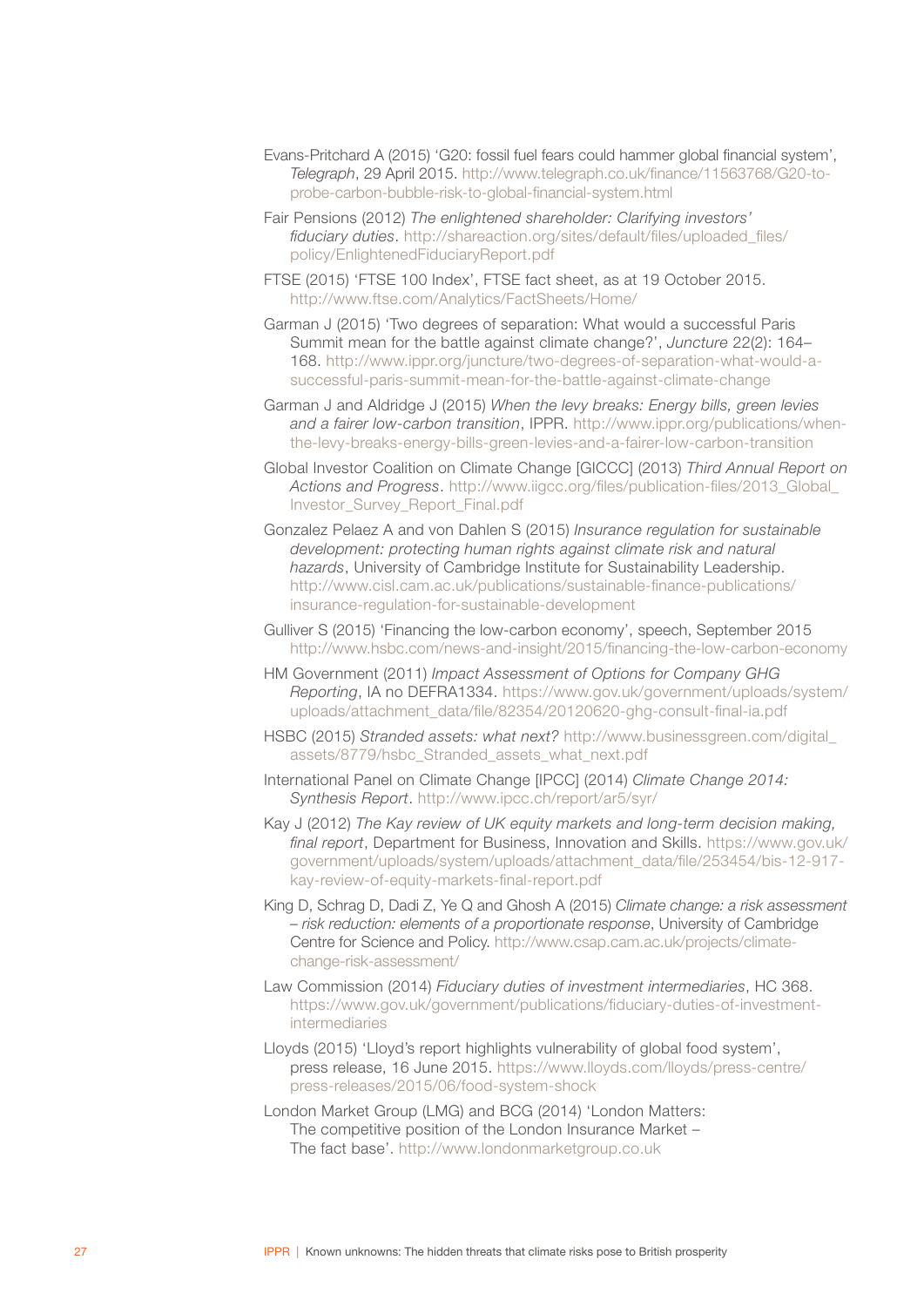Evans-Pritchard A (2015) 'G20: fossil fuel fears could hammer global financial system', *Telegraph*, 29 April 2015. http://www.telegraph.co.uk/finance/11563768/G20-to-probe-carbon-bubble-risk-to-global-financial-system.html

Fair Pensions (2012) *The enlightened shareholder: Clarifying investors' fiduciary duties*. http://shareaction.org/sites/default/files/uploaded_files/policy/EnlightenedFiduciaryReport.pdf

FTSE (2015) 'FTSE 100 Index', FTSE fact sheet, as at 19 October 2015. http://www.ftse.com/Analytics/FactSheets/Home/

Garman J (2015) 'Two degrees of separation: What would a successful Paris Summit mean for the battle against climate change?', *Juncture* 22(2): 164–168. http://www.ippr.org/juncture/two-degrees-of-separation-what-would-a-successful-paris-summit-mean-for-the-battle-against-climate-change

Garman J and Aldridge J (2015) *When the levy breaks: Energy bills, green levies and a fairer low-carbon transition*, IPPR. http://www.ippr.org/publications/when-the-levy-breaks-energy-bills-green-levies-and-a-fairer-low-carbon-transition

Global Investor Coalition on Climate Change [GICCC] (2013) *Third Annual Report on Actions and Progress*. http://www.iigcc.org/files/publication-files/2013_Global_Investor_Survey_Report_Final.pdf

Gonzalez Pelaez A and von Dahlen S (2015) *Insurance regulation for sustainable development: protecting human rights against climate risk and natural hazards*, University of Cambridge Institute for Sustainability Leadership. http://www.cisl.cam.ac.uk/publications/sustainable-finance-publications/insurance-regulation-for-sustainable-development

Gulliver S (2015) 'Financing the low-carbon economy', speech, September 2015 http://www.hsbc.com/news-and-insight/2015/financing-the-low-carbon-economy

HM Government (2011) *Impact Assessment of Options for Company GHG Reporting*, IA no DEFRA1334. https://www.gov.uk/government/uploads/system/uploads/attachment_data/file/82354/20120620-ghg-consult-final-ia.pdf

HSBC (2015) *Stranded assets: what next?* http://www.businessgreen.com/digital_assets/8779/hsbc_Stranded_assets_what_next.pdf

International Panel on Climate Change [IPCC] (2014) *Climate Change 2014: Synthesis Report*. http://www.ipcc.ch/report/ar5/syr/

Kay J (2012) *The Kay review of UK equity markets and long-term decision making, final report*, Department for Business, Innovation and Skills. https://www.gov.uk/government/uploads/system/uploads/attachment_data/file/253454/bis-12-917-kay-review-of-equity-markets-final-report.pdf

King D, Schrag D, Dadi Z, Ye Q and Ghosh A (2015) *Climate change: a risk assessment – risk reduction: elements of a proportionate response*, University of Cambridge Centre for Science and Policy. http://www.csap.cam.ac.uk/projects/climate-change-risk-assessment/

Law Commission (2014) *Fiduciary duties of investment intermediaries*, HC 368. https://www.gov.uk/government/publications/fiduciary-duties-of-investment-intermediaries

Lloyds (2015) 'Lloyd's report highlights vulnerability of global food system', press release, 16 June 2015. https://www.lloyds.com/lloyds/press-centre/press-releases/2015/06/food-system-shock

London Market Group (LMG) and BCG (2014) 'London Matters: The competitive position of the London Insurance Market – The fact base'. http://www.londonmarketgroup.co.uk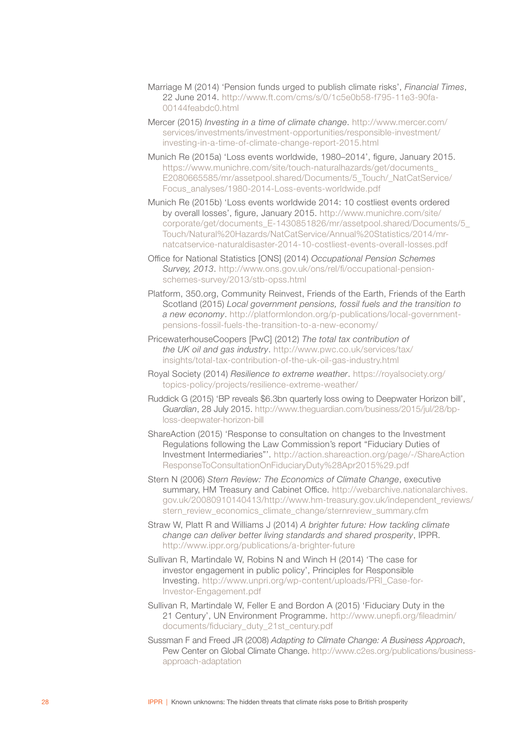Marriage M (2014) 'Pension funds urged to publish climate risks', *Financial Times*, 22 June 2014. http://www.ft.com/cms/s/0/1c5e0b58-f795-11e3-90fa-00144feabdc0.html

Mercer (2015) *Investing in a time of climate change*. http://www.mercer.com/services/investments/investment-opportunities/responsible-investment/investing-in-a-time-of-climate-change-report-2015.html

Munich Re (2015a) 'Loss events worldwide, 1980–2014', figure, January 2015. https://www.munichre.com/site/touch-naturalhazards/get/documents_E2080665585/mr/assetpool.shared/Documents/5_Touch/_NatCatService/Focus_analyses/1980-2014-Loss-events-worldwide.pdf

Munich Re (2015b) 'Loss events worldwide 2014: 10 costliest events ordered by overall losses', figure, January 2015. http://www.munichre.com/site/corporate/get/documents_E-1430851826/mr/assetpool.shared/Documents/5_Touch/Natural%20Hazards/NatCatService/Annual%20Statistics/2014/mr-natcatservice-naturaldisaster-2014-10-costliest-events-overall-losses.pdf

Office for National Statistics [ONS] (2014) *Occupational Pension Schemes Survey, 2013*. http://www.ons.gov.uk/ons/rel/fi/occupational-pension-schemes-survey/2013/stb-opss.html

Platform, 350.org, Community Reinvest, Friends of the Earth, Friends of the Earth Scotland (2015) *Local government pensions, fossil fuels and the transition to a new economy*. http://platformlondon.org/p-publications/local-government-pensions-fossil-fuels-the-transition-to-a-new-economy/

PricewaterhouseCoopers [PwC] (2012) *The total tax contribution of the UK oil and gas industry*. http://www.pwc.co.uk/services/tax/insights/total-tax-contribution-of-the-uk-oil-gas-industry.html

Royal Society (2014) *Resilience to extreme weather*. https://royalsociety.org/topics-policy/projects/resilience-extreme-weather/

Ruddick G (2015) 'BP reveals $6.3bn quarterly loss owing to Deepwater Horizon bill', *Guardian*, 28 July 2015. http://www.theguardian.com/business/2015/jul/28/bp-loss-deepwater-horizon-bill

ShareAction (2015) 'Response to consultation on changes to the Investment Regulations following the Law Commission's report "Fiduciary Duties of Investment Intermediaries"'. http://action.shareaction.org/page/-/ShareActionResponseToConsultationOnFiduciaryDuty%28Apr2015%29.pdf

Stern N (2006) *Stern Review: The Economics of Climate Change*, executive summary, HM Treasury and Cabinet Office. http://webarchive.nationalarchives.gov.uk/20080910140413/http://www.hm-treasury.gov.uk/independent_reviews/stern_review_economics_climate_change/sternreview_summary.cfm

Straw W, Platt R and Williams J (2014) *A brighter future: How tackling climate change can deliver better living standards and shared prosperity*, IPPR. http://www.ippr.org/publications/a-brighter-future

Sullivan R, Martindale W, Robins N and Winch H (2014) 'The case for investor engagement in public policy', Principles for Responsible Investing. http://www.unpri.org/wp-content/uploads/PRI_Case-for-Investor-Engagement.pdf

Sullivan R, Martindale W, Feller E and Bordon A (2015) 'Fiduciary Duty in the 21 Century', UN Environment Programme. http://www.unepfi.org/fileadmin/documents/fiduciary_duty_21st_century.pdf

Sussman F and Freed JR (2008) *Adapting to Climate Change: A Business Approach*, Pew Center on Global Climate Change. http://www.c2es.org/publications/business-approach-adaptation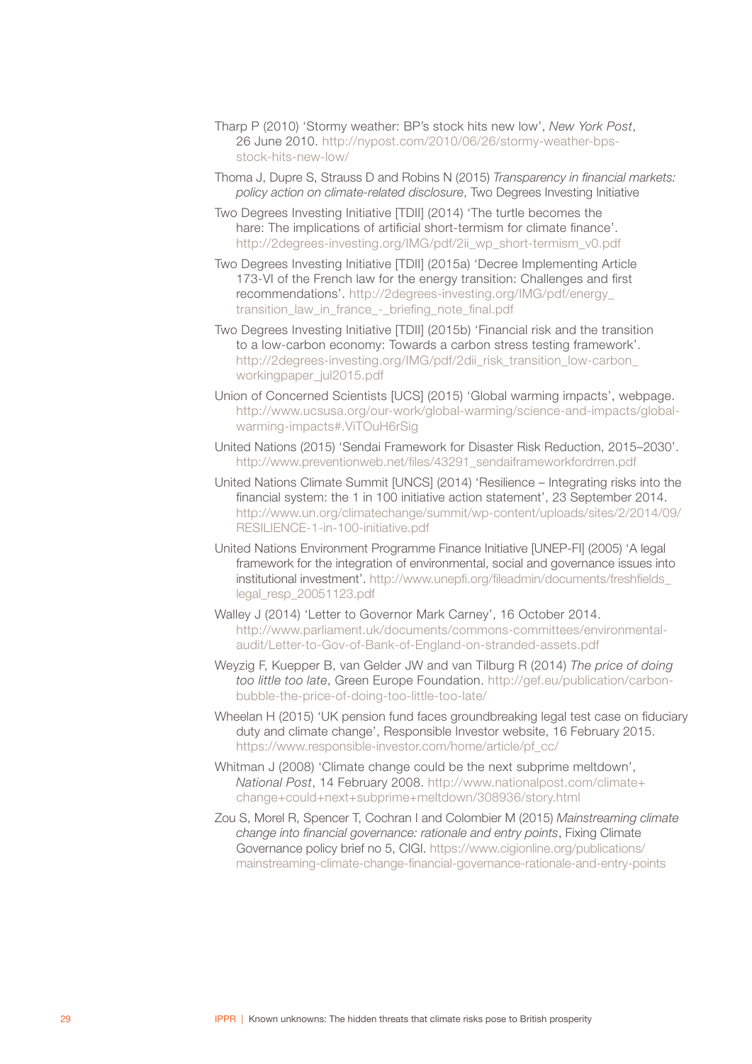Tharp P (2010) 'Stormy weather: BP's stock hits new low', *New York Post*, 26 June 2010. http://nypost.com/2010/06/26/stormy-weather-bps-stock-hits-new-low/

Thoma J, Dupre S, Strauss D and Robins N (2015) *Transparency in financial markets: policy action on climate-related disclosure*, Two Degrees Investing Initiative

Two Degrees Investing Initiative [TDII] (2014) 'The turtle becomes the hare: The implications of artificial short-termism for climate finance'. http://2degrees-investing.org/IMG/pdf/2ii_wp_short-termism_v0.pdf

Two Degrees Investing Initiative [TDII] (2015a) 'Decree Implementing Article 173-VI of the French law for the energy transition: Challenges and first recommendations'. http://2degrees-investing.org/IMG/pdf/energy_transition_law_in_france_-_briefing_note_final.pdf

Two Degrees Investing Initiative [TDII] (2015b) 'Financial risk and the transition to a low-carbon economy: Towards a carbon stress testing framework'. http://2degrees-investing.org/IMG/pdf/2dii_risk_transition_low-carbon_workingpaper_jul2015.pdf

Union of Concerned Scientists [UCS] (2015) 'Global warming impacts', webpage. http://www.ucsusa.org/our-work/global-warming/science-and-impacts/global-warming-impacts#.ViTOuH6rSig

United Nations (2015) 'Sendai Framework for Disaster Risk Reduction, 2015–2030'. http://www.preventionweb.net/files/43291_sendaiframeworkfordrren.pdf

United Nations Climate Summit [UNCS] (2014) 'Resilience – Integrating risks into the financial system: the 1 in 100 initiative action statement', 23 September 2014. http://www.un.org/climatechange/summit/wp-content/uploads/sites/2/2014/09/RESILIENCE-1-in-100-initiative.pdf

United Nations Environment Programme Finance Initiative [UNEP-FI] (2005) 'A legal framework for the integration of environmental, social and governance issues into institutional investment'. http://www.unepfi.org/fileadmin/documents/freshfields_legal_resp_20051123.pdf

Walley J (2014) 'Letter to Governor Mark Carney', 16 October 2014. http://www.parliament.uk/documents/commons-committees/environmental-audit/Letter-to-Gov-of-Bank-of-England-on-stranded-assets.pdf

Weyzig F, Kuepper B, van Gelder JW and van Tilburg R (2014) *The price of doing too little too late*, Green Europe Foundation. http://gef.eu/publication/carbon-bubble-the-price-of-doing-too-little-too-late/

Wheelan H (2015) 'UK pension fund faces groundbreaking legal test case on fiduciary duty and climate change', Responsible Investor website, 16 February 2015. https://www.responsible-investor.com/home/article/pf_cc/

Whitman J (2008) 'Climate change could be the next subprime meltdown', *National Post*, 14 February 2008. http://www.nationalpost.com/climate+change+could+next+subprime+meltdown/308936/story.html

Zou S, Morel R, Spencer T, Cochran I and Colombier M (2015) *Mainstreaming climate change into financial governance: rationale and entry points*, Fixing Climate Governance policy brief no 5, CIGI. https://www.cigionline.org/publications/mainstreaming-climate-change-financial-governance-rationale-and-entry-points